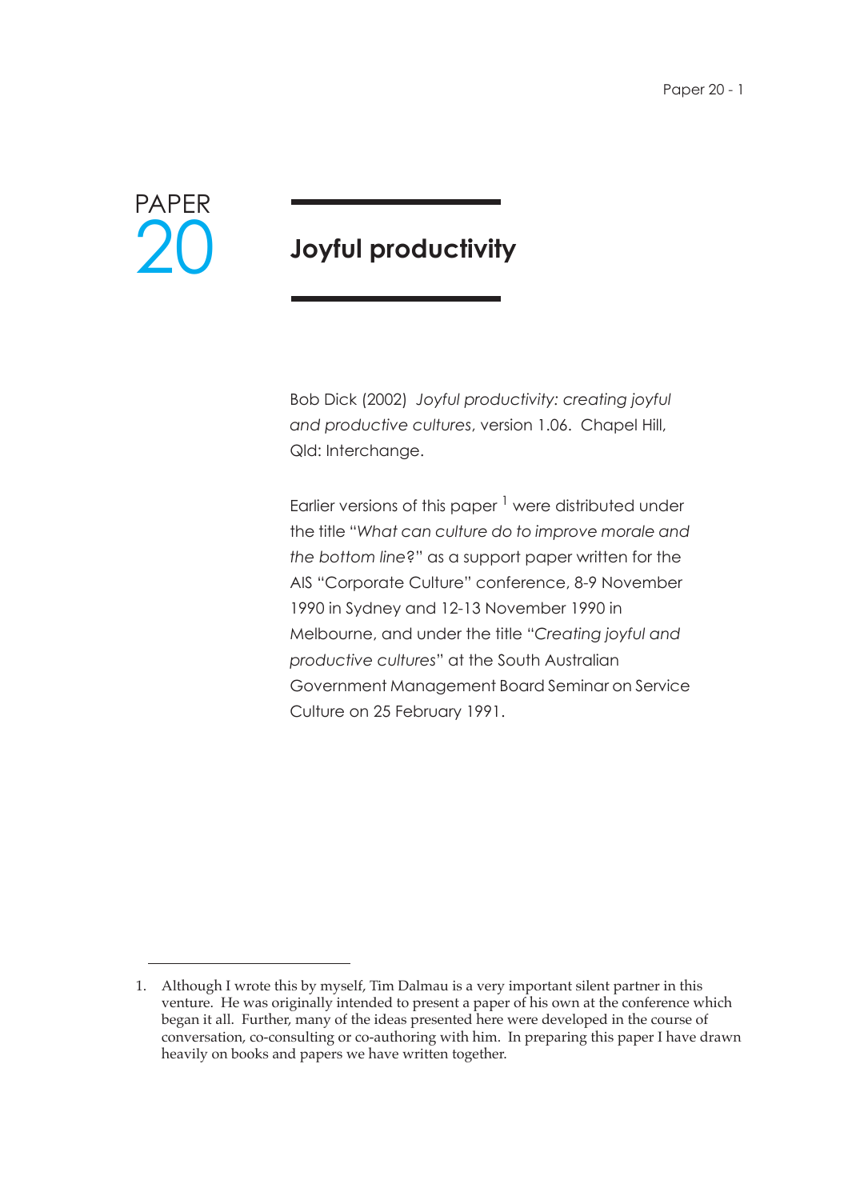PAPER 20

# Joyful productivity

Bob Dick (2002) *Joyful productivity: creating joyful and productive cultures*, version 1.06. Chapel Hill, Qld: Interchange.

Earlier versions of this paper [1] were distributed under the title "*What can culture do to improve morale and the bottom line*?" as a support paper written for the AIS "Corporate Culture" conference, 8-9 November 1990 in Sydney and 12-13 November 1990 in Melbourne, and under the title "*Creating joyful and productive cultures*" at the South Australian Government Management Board Seminar on Service Culture on 25 February 1991.

1. Although I wrote this by myself, Tim Dalmau is a very important silent partner in this venture. He was originally intended to present a paper of his own at the conference which began it all. Further, many of the ideas presented here were developed in the course of conversation, co-consulting or co-authoring with him. In preparing this paper I have drawn heavily on books and papers we have written together.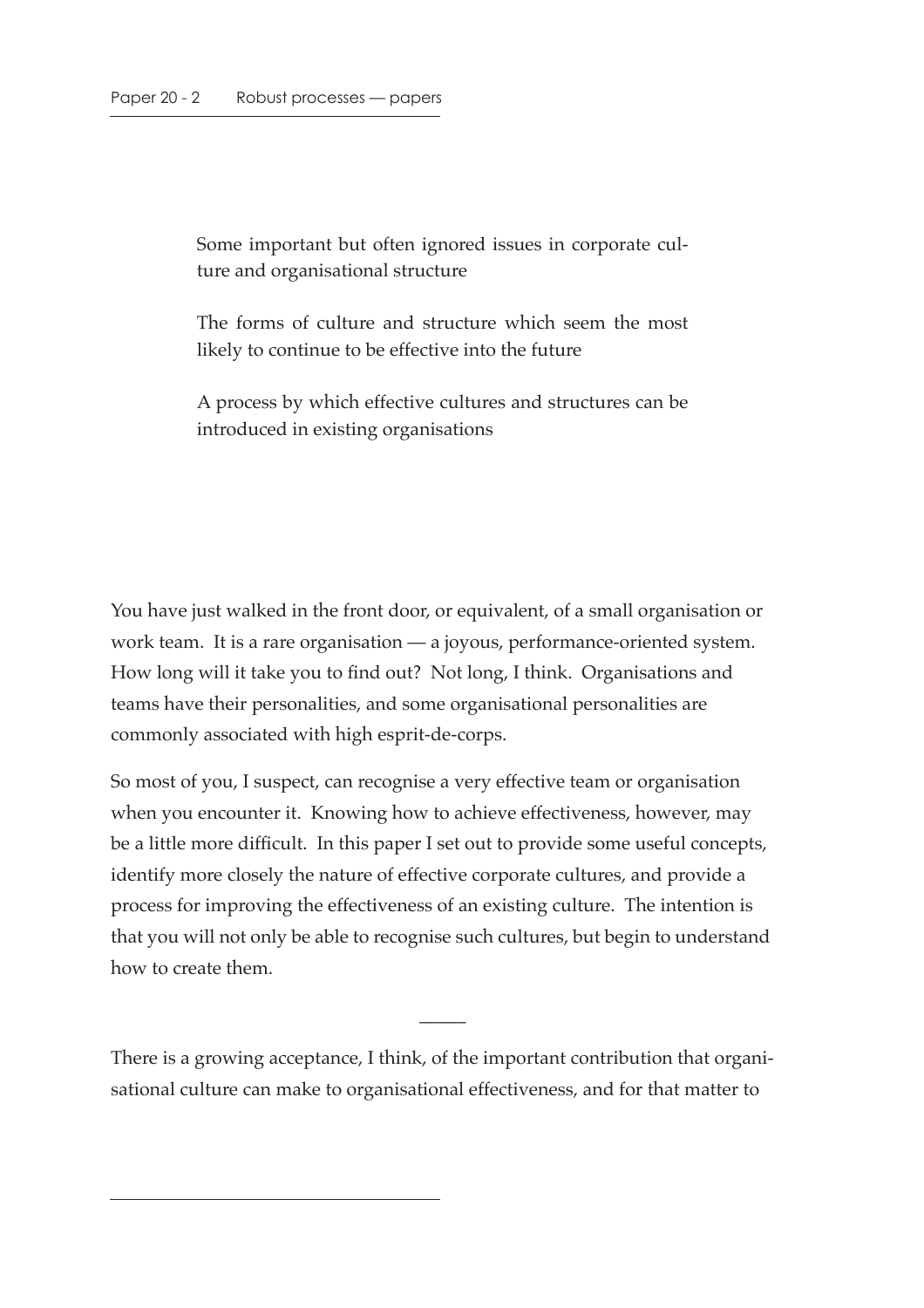Some important but often ignored issues in corporate culture and organisational structure

The forms of culture and structure which seem the most likely to continue to be effective into the future

A process by which effective cultures and structures can be introduced in existing organisations

You have just walked in the front door, or equivalent, of a small organisation or work team. It is a rare organisation — a joyous, performance-oriented system. How long will it take you to find out? Not long, I think. Organisations and teams have their personalities, and some organisational personalities are commonly associated with high esprit-de-corps.

So most of you, I suspect, can recognise a very effective team or organisation when you encounter it. Knowing how to achieve effectiveness, however, may be a little more difficult. In this paper I set out to provide some useful concepts, identify more closely the nature of effective corporate cultures, and provide a process for improving the effectiveness of an existing culture. The intention is that you will not only be able to recognise such cultures, but begin to understand how to create them.

—

There is a growing acceptance, I think, of the important contribution that organisational culture can make to organisational effectiveness, and for that matter to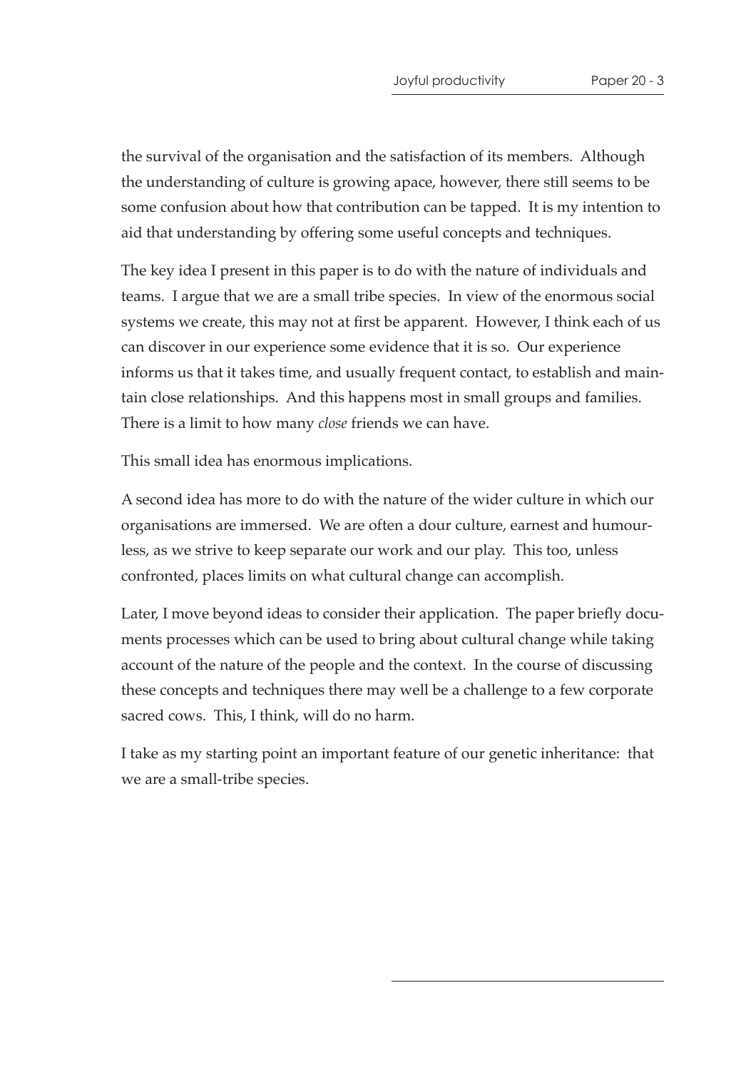the survival of the organisation and the satisfaction of its members. Although the understanding of culture is growing apace, however, there still seems to be some confusion about how that contribution can be tapped. It is my intention to aid that understanding by offering some useful concepts and techniques.

The key idea I present in this paper is to do with the nature of individuals and teams. I argue that we are a small tribe species. In view of the enormous social systems we create, this may not at first be apparent. However, I think each of us can discover in our experience some evidence that it is so. Our experience informs us that it takes time, and usually frequent contact, to establish and maintain close relationships. And this happens most in small groups and families. There is a limit to how many *close* friends we can have.

This small idea has enormous implications.

A second idea has more to do with the nature of the wider culture in which our organisations are immersed. We are often a dour culture, earnest and humourless, as we strive to keep separate our work and our play. This too, unless confronted, places limits on what cultural change can accomplish.

Later, I move beyond ideas to consider their application. The paper briefly documents processes which can be used to bring about cultural change while taking account of the nature of the people and the context. In the course of discussing these concepts and techniques there may well be a challenge to a few corporate sacred cows. This, I think, will do no harm.

I take as my starting point an important feature of our genetic inheritance: that we are a small-tribe species.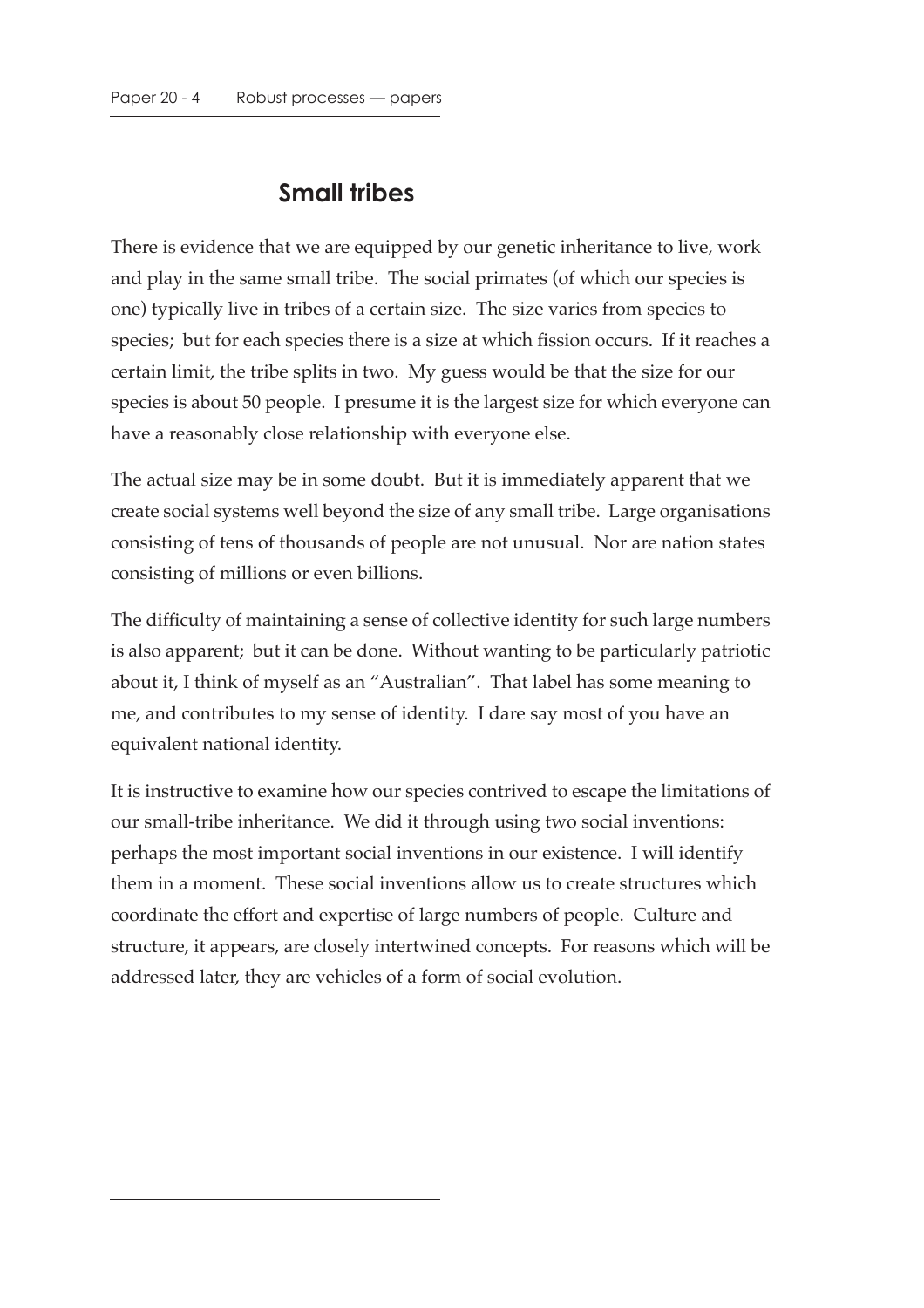## Small tribes

There is evidence that we are equipped by our genetic inheritance to live, work and play in the same small tribe. The social primates (of which our species is one) typically live in tribes of a certain size. The size varies from species to species; but for each species there is a size at which fission occurs. If it reaches a certain limit, the tribe splits in two. My guess would be that the size for our species is about 50 people. I presume it is the largest size for which everyone can have a reasonably close relationship with everyone else.

The actual size may be in some doubt. But it is immediately apparent that we create social systems well beyond the size of any small tribe. Large organisations consisting of tens of thousands of people are not unusual. Nor are nation states consisting of millions or even billions.

The difficulty of maintaining a sense of collective identity for such large numbers is also apparent; but it can be done. Without wanting to be particularly patriotic about it, I think of myself as an "Australian". That label has some meaning to me, and contributes to my sense of identity. I dare say most of you have an equivalent national identity.

It is instructive to examine how our species contrived to escape the limitations of our small-tribe inheritance. We did it through using two social inventions: perhaps the most important social inventions in our existence. I will identify them in a moment. These social inventions allow us to create structures which coordinate the effort and expertise of large numbers of people. Culture and structure, it appears, are closely intertwined concepts. For reasons which will be addressed later, they are vehicles of a form of social evolution.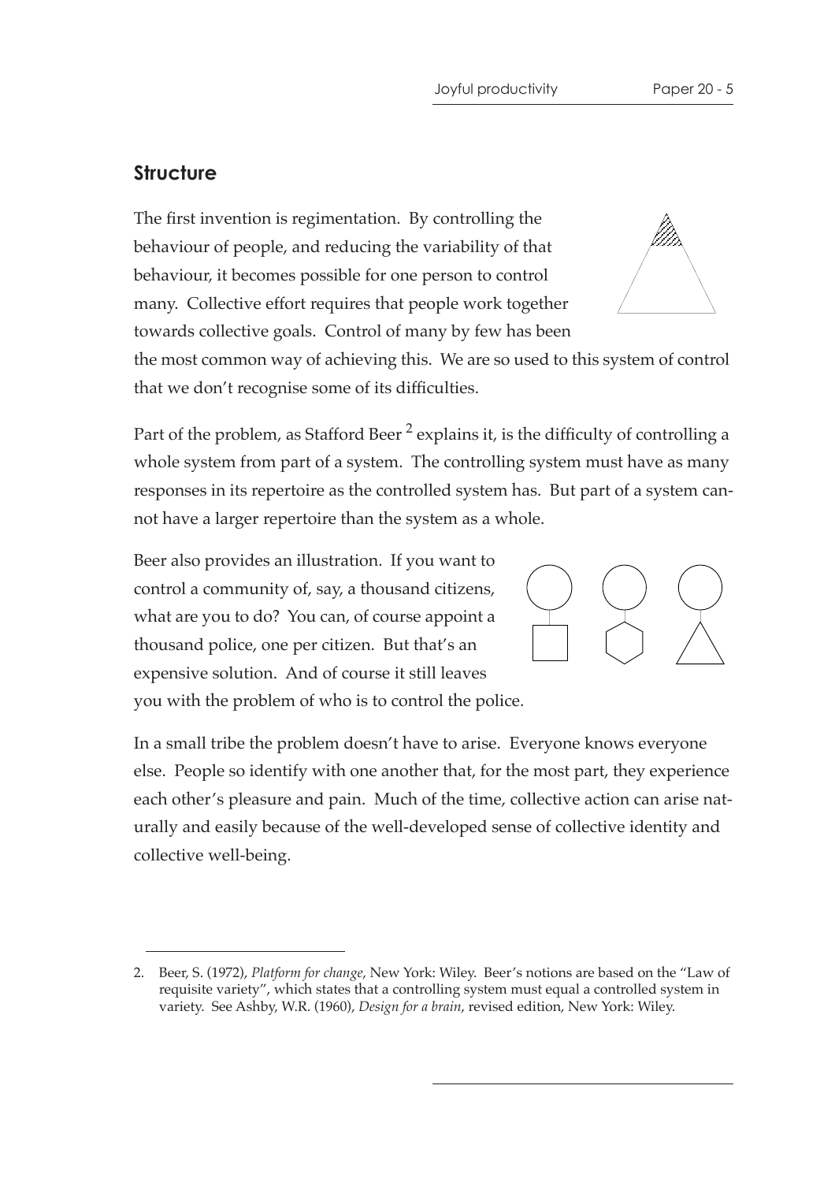## Structure

The first invention is regimentation. By controlling the behaviour of people, and reducing the variability of that behaviour, it becomes possible for one person to control many. Collective effort requires that people work together towards collective goals. Control of many by few has been the most common way of achieving this. We are so used to this system of control that we don't recognise some of its difficulties.

Part of the problem, as Stafford Beer [2] explains it, is the difficulty of controlling a whole system from part of a system. The controlling system must have as many responses in its repertoire as the controlled system has. But part of a system cannot have a larger repertoire than the system as a whole.

Beer also provides an illustration. If you want to control a community of, say, a thousand citizens, what are you to do? You can, of course appoint a thousand police, one per citizen. But that's an expensive solution. And of course it still leaves you with the problem of who is to control the police.

In a small tribe the problem doesn't have to arise. Everyone knows everyone else. People so identify with one another that, for the most part, they experience each other's pleasure and pain. Much of the time, collective action can arise naturally and easily because of the well-developed sense of collective identity and collective well-being.

---

2. Beer, S. (1972), *Platform for change*, New York: Wiley. Beer's notions are based on the "Law of requisite variety", which states that a controlling system must equal a controlled system in variety. See Ashby, W.R. (1960), *Design for a brain*, revised edition, New York: Wiley.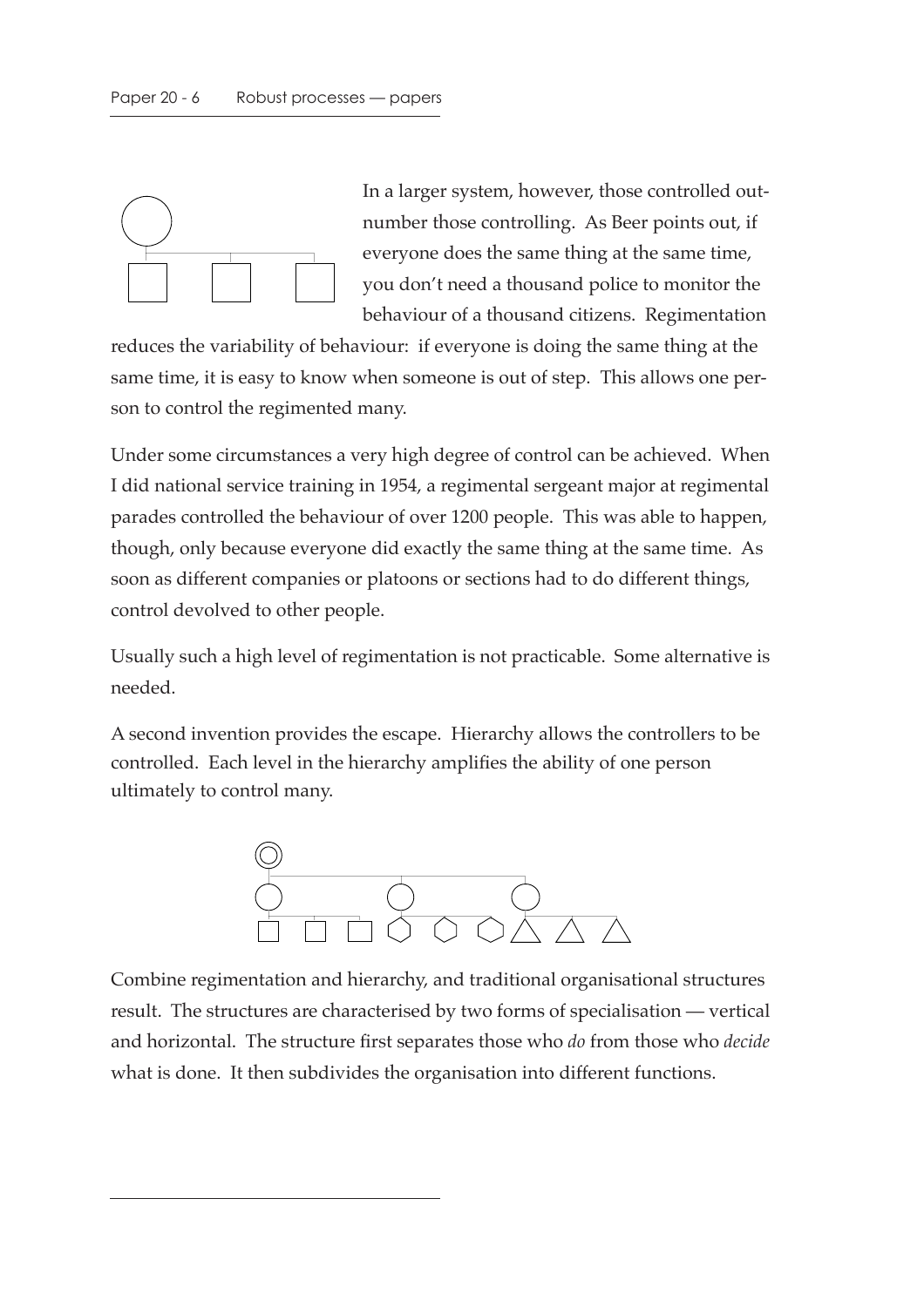In a larger system, however, those controlled outnumber those controlling. As Beer points out, if everyone does the same thing at the same time, you don't need a thousand police to monitor the behaviour of a thousand citizens. Regimentation reduces the variability of behaviour: if everyone is doing the same thing at the same time, it is easy to know when someone is out of step. This allows one person to control the regimented many.

Under some circumstances a very high degree of control can be achieved. When I did national service training in 1954, a regimental sergeant major at regimental parades controlled the behaviour of over 1200 people. This was able to happen, though, only because everyone did exactly the same thing at the same time. As soon as different companies or platoons or sections had to do different things, control devolved to other people.

Usually such a high level of regimentation is not practicable. Some alternative is needed.

A second invention provides the escape. Hierarchy allows the controllers to be controlled. Each level in the hierarchy amplifies the ability of one person ultimately to control many.

Combine regimentation and hierarchy, and traditional organisational structures result. The structures are characterised by two forms of specialisation — vertical and horizontal. The structure first separates those who *do* from those who *decide* what is done. It then subdivides the organisation into different functions.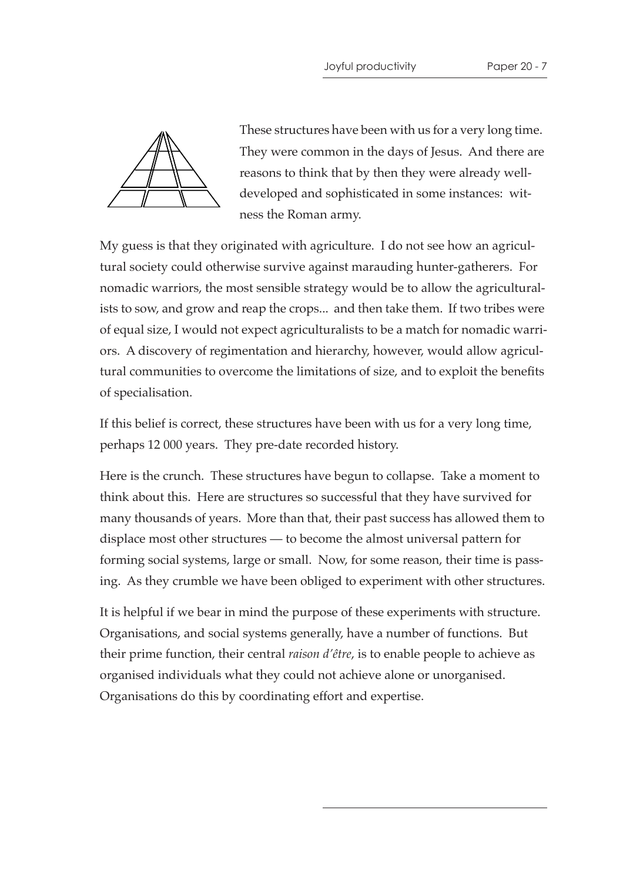These structures have been with us for a very long time. They were common in the days of Jesus. And there are reasons to think that by then they were already well-developed and sophisticated in some instances: witness the Roman army.

My guess is that they originated with agriculture. I do not see how an agricultural society could otherwise survive against marauding hunter-gatherers. For nomadic warriors, the most sensible strategy would be to allow the agriculturalists to sow, and grow and reap the crops... and then take them. If two tribes were of equal size, I would not expect agriculturalists to be a match for nomadic warriors. A discovery of regimentation and hierarchy, however, would allow agricultural communities to overcome the limitations of size, and to exploit the benefits of specialisation.

If this belief is correct, these structures have been with us for a very long time, perhaps 12 000 years. They pre-date recorded history.

Here is the crunch. These structures have begun to collapse. Take a moment to think about this. Here are structures so successful that they have survived for many thousands of years. More than that, their past success has allowed them to displace most other structures — to become the almost universal pattern for forming social systems, large or small. Now, for some reason, their time is passing. As they crumble we have been obliged to experiment with other structures.

It is helpful if we bear in mind the purpose of these experiments with structure. Organisations, and social systems generally, have a number of functions. But their prime function, their central *raison d'être*, is to enable people to achieve as organised individuals what they could not achieve alone or unorganised. Organisations do this by coordinating effort and expertise.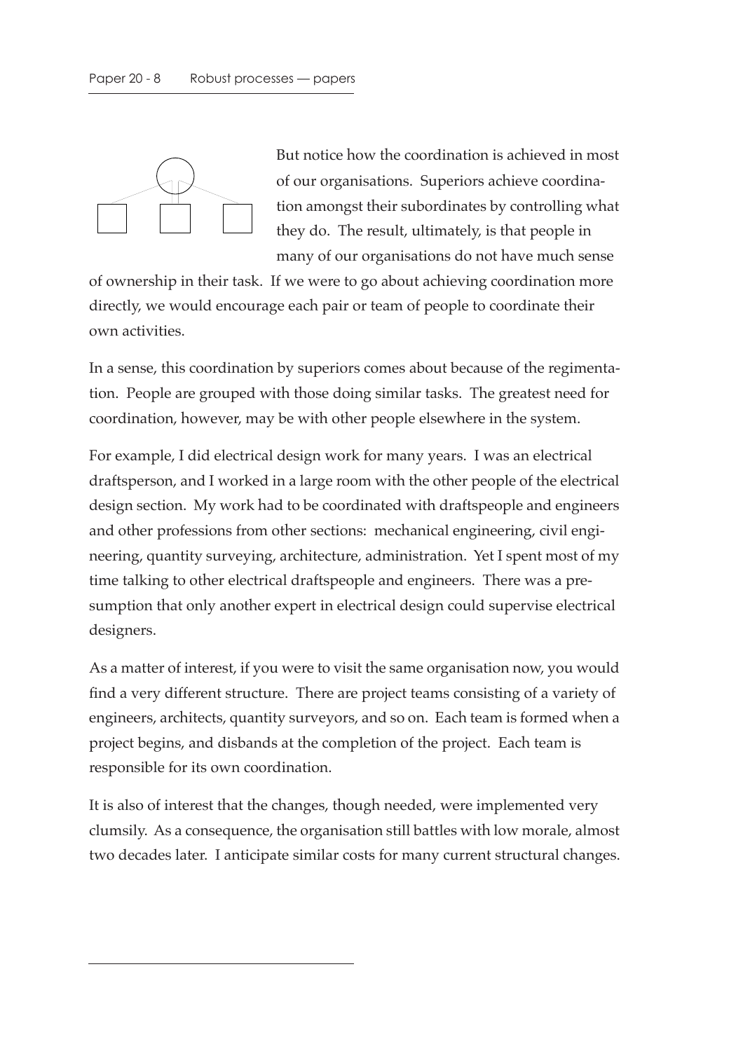But notice how the coordination is achieved in most of our organisations. Superiors achieve coordination amongst their subordinates by controlling what they do. The result, ultimately, is that people in many of our organisations do not have much sense of ownership in their task. If we were to go about achieving coordination more directly, we would encourage each pair or team of people to coordinate their own activities.

In a sense, this coordination by superiors comes about because of the regimentation. People are grouped with those doing similar tasks. The greatest need for coordination, however, may be with other people elsewhere in the system.

For example, I did electrical design work for many years. I was an electrical draftsperson, and I worked in a large room with the other people of the electrical design section. My work had to be coordinated with draftspeople and engineers and other professions from other sections: mechanical engineering, civil engineering, quantity surveying, architecture, administration. Yet I spent most of my time talking to other electrical draftspeople and engineers. There was a presumption that only another expert in electrical design could supervise electrical designers.

As a matter of interest, if you were to visit the same organisation now, you would find a very different structure. There are project teams consisting of a variety of engineers, architects, quantity surveyors, and so on. Each team is formed when a project begins, and disbands at the completion of the project. Each team is responsible for its own coordination.

It is also of interest that the changes, though needed, were implemented very clumsily. As a consequence, the organisation still battles with low morale, almost two decades later. I anticipate similar costs for many current structural changes.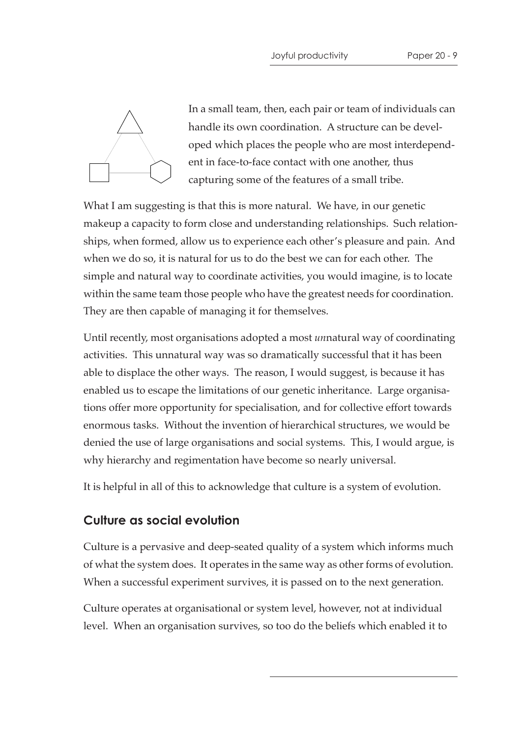In a small team, then, each pair or team of individuals can handle its own coordination. A structure can be developed which places the people who are most interdependent in face-to-face contact with one another, thus capturing some of the features of a small tribe.

What I am suggesting is that this is more natural. We have, in our genetic makeup a capacity to form close and understanding relationships. Such relationships, when formed, allow us to experience each other's pleasure and pain. And when we do so, it is natural for us to do the best we can for each other. The simple and natural way to coordinate activities, you would imagine, is to locate within the same team those people who have the greatest needs for coordination. They are then capable of managing it for themselves.

Until recently, most organisations adopted a most *un*natural way of coordinating activities. This unnatural way was so dramatically successful that it has been able to displace the other ways. The reason, I would suggest, is because it has enabled us to escape the limitations of our genetic inheritance. Large organisations offer more opportunity for specialisation, and for collective effort towards enormous tasks. Without the invention of hierarchical structures, we would be denied the use of large organisations and social systems. This, I would argue, is why hierarchy and regimentation have become so nearly universal.

It is helpful in all of this to acknowledge that culture is a system of evolution.

## Culture as social evolution

Culture is a pervasive and deep-seated quality of a system which informs much of what the system does. It operates in the same way as other forms of evolution. When a successful experiment survives, it is passed on to the next generation.

Culture operates at organisational or system level, however, not at individual level. When an organisation survives, so too do the beliefs which enabled it to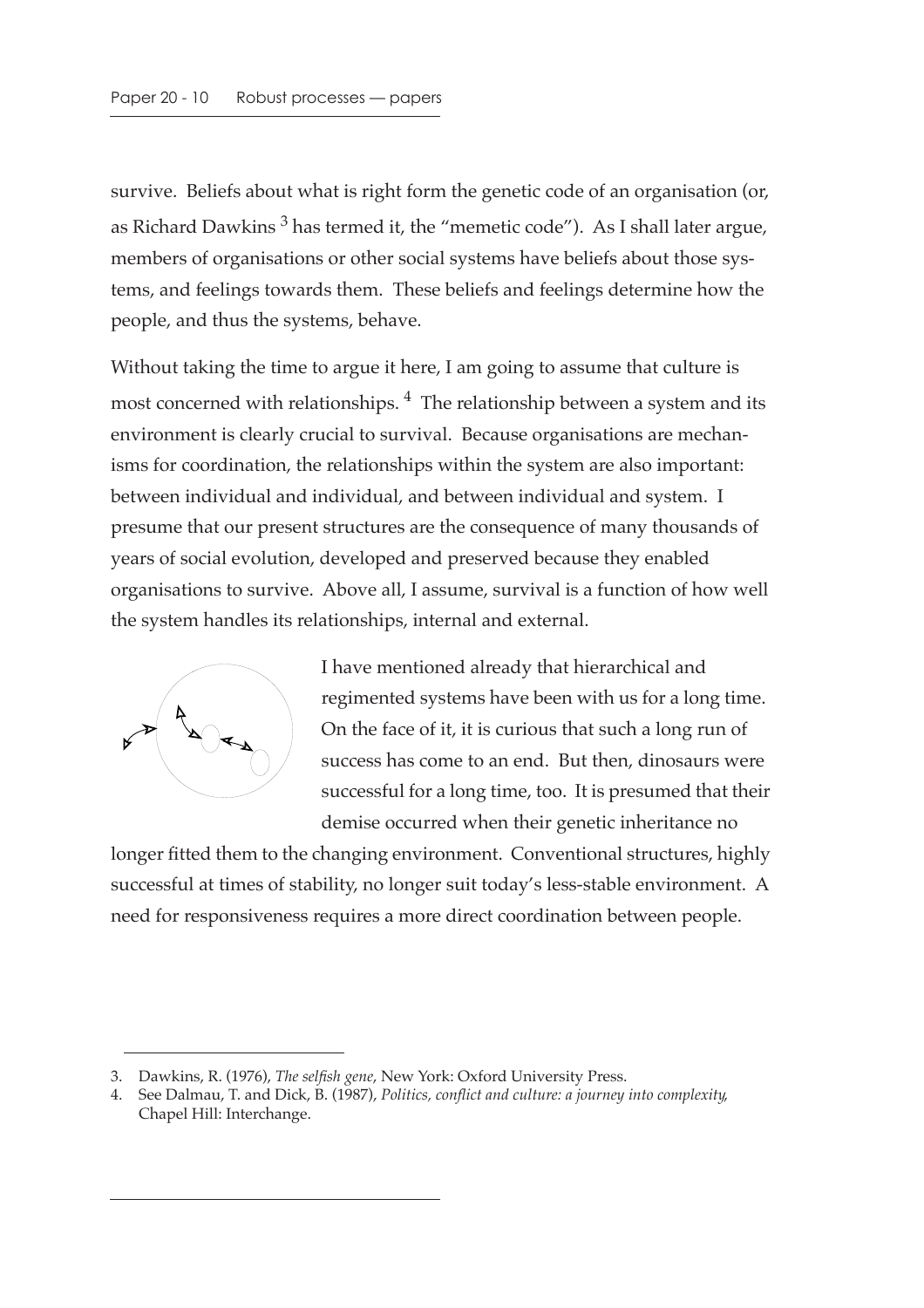survive. Beliefs about what is right form the genetic code of an organisation (or, as Richard Dawkins [3] has termed it, the "memetic code"). As I shall later argue, members of organisations or other social systems have beliefs about those systems, and feelings towards them. These beliefs and feelings determine how the people, and thus the systems, behave.

Without taking the time to argue it here, I am going to assume that culture is most concerned with relationships. [4] The relationship between a system and its environment is clearly crucial to survival. Because organisations are mechanisms for coordination, the relationships within the system are also important: between individual and individual, and between individual and system. I presume that our present structures are the consequence of many thousands of years of social evolution, developed and preserved because they enabled organisations to survive. Above all, I assume, survival is a function of how well the system handles its relationships, internal and external.

I have mentioned already that hierarchical and regimented systems have been with us for a long time. On the face of it, it is curious that such a long run of success has come to an end. But then, dinosaurs were successful for a long time, too. It is presumed that their demise occurred when their genetic inheritance no longer fitted them to the changing environment. Conventional structures, highly successful at times of stability, no longer suit today's less-stable environment. A need for responsiveness requires a more direct coordination between people.

---

3. Dawkins, R. (1976), *The selfish gene*, New York: Oxford University Press.
4. See Dalmau, T. and Dick, B. (1987), *Politics, conflict and culture: a journey into complexity*, Chapel Hill: Interchange.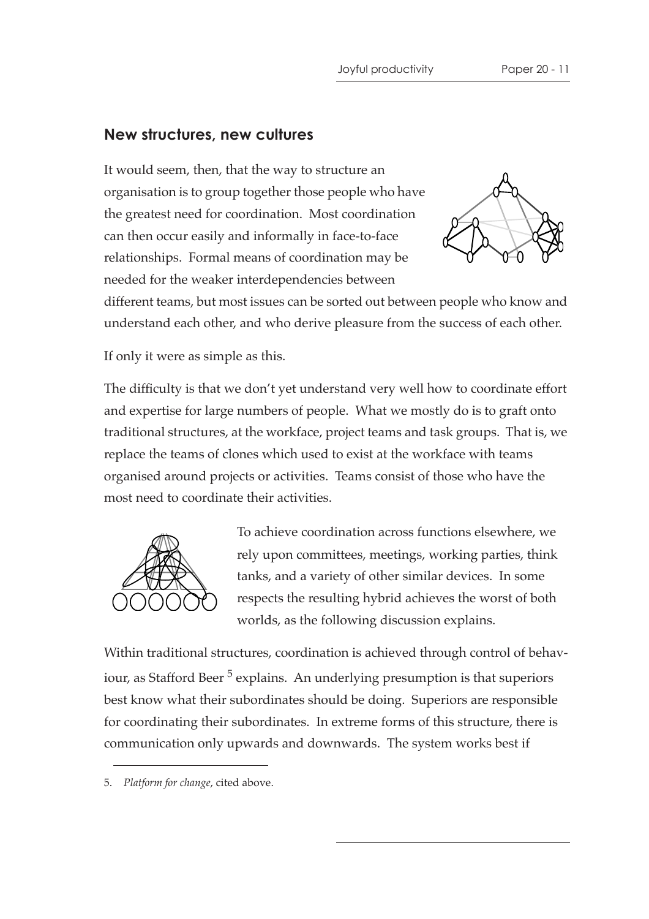## New structures, new cultures

It would seem, then, that the way to structure an organisation is to group together those people who have the greatest need for coordination. Most coordination can then occur easily and informally in face-to-face relationships. Formal means of coordination may be needed for the weaker interdependencies between different teams, but most issues can be sorted out between people who know and understand each other, and who derive pleasure from the success of each other.

If only it were as simple as this.

The difficulty is that we don't yet understand very well how to coordinate effort and expertise for large numbers of people. What we mostly do is to graft onto traditional structures, at the workface, project teams and task groups. That is, we replace the teams of clones which used to exist at the workface with teams organised around projects or activities. Teams consist of those who have the most need to coordinate their activities.

To achieve coordination across functions elsewhere, we rely upon committees, meetings, working parties, think tanks, and a variety of other similar devices. In some respects the resulting hybrid achieves the worst of both worlds, as the following discussion explains.

Within traditional structures, coordination is achieved through control of behaviour, as Stafford Beer [5] explains. An underlying presumption is that superiors best know what their subordinates should be doing. Superiors are responsible for coordinating their subordinates. In extreme forms of this structure, there is communication only upwards and downwards. The system works best if

5. *Platform for change*, cited above.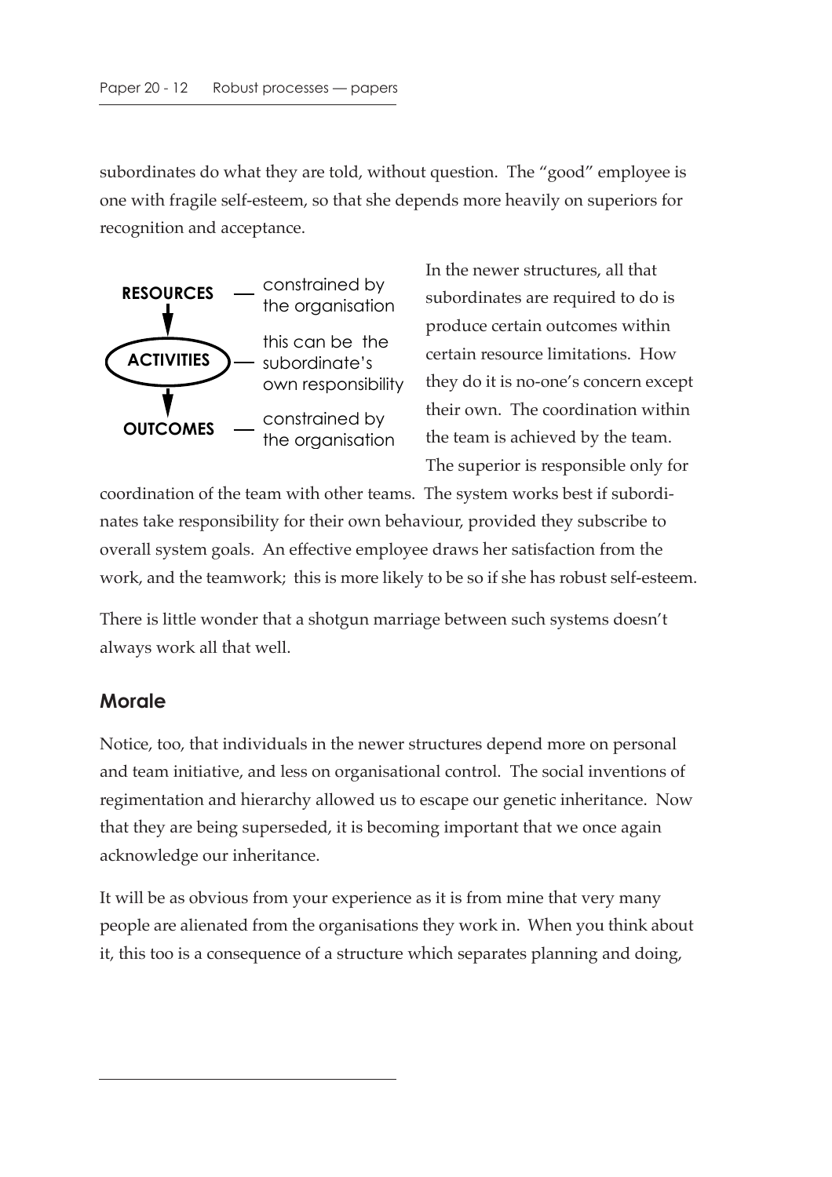subordinates do what they are told, without question. The "good" employee is one with fragile self-esteem, so that she depends more heavily on superiors for recognition and acceptance.

| | |
|---|---|
| **RESOURCES** | constrained by the organisation |
| ↓ | |
| **ACTIVITIES** | this can be the subordinate's own responsibility |
| ↓ | |
| **OUTCOMES** | constrained by the organisation |

In the newer structures, all that subordinates are required to do is produce certain outcomes within certain resource limitations. How they do it is no-one's concern except their own. The coordination within the team is achieved by the team. The superior is responsible only for coordination of the team with other teams. The system works best if subordinates take responsibility for their own behaviour, provided they subscribe to overall system goals. An effective employee draws her satisfaction from the work, and the teamwork; this is more likely to be so if she has robust self-esteem.

There is little wonder that a shotgun marriage between such systems doesn't always work all that well.

## Morale

Notice, too, that individuals in the newer structures depend more on personal and team initiative, and less on organisational control. The social inventions of regimentation and hierarchy allowed us to escape our genetic inheritance. Now that they are being superseded, it is becoming important that we once again acknowledge our inheritance.

It will be as obvious from your experience as it is from mine that very many people are alienated from the organisations they work in. When you think about it, this too is a consequence of a structure which separates planning and doing,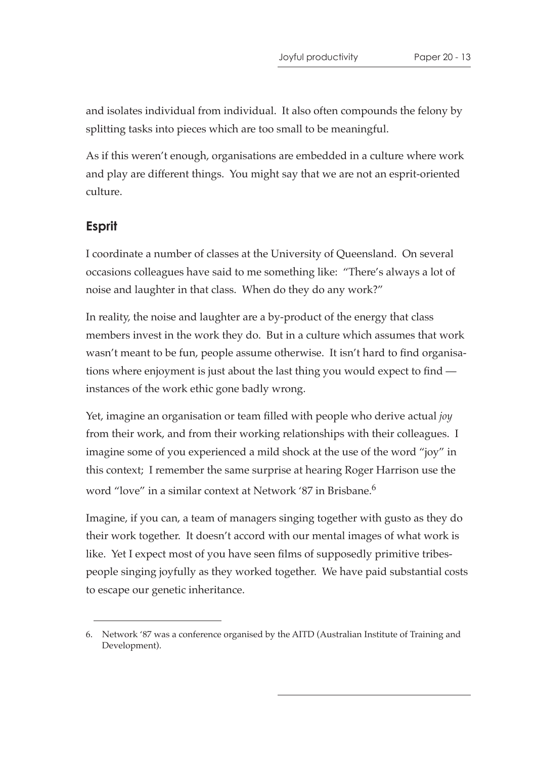and isolates individual from individual. It also often compounds the felony by splitting tasks into pieces which are too small to be meaningful.

As if this weren't enough, organisations are embedded in a culture where work and play are different things. You might say that we are not an esprit-oriented culture.

## Esprit

I coordinate a number of classes at the University of Queensland. On several occasions colleagues have said to me something like: "There's always a lot of noise and laughter in that class. When do they do any work?"

In reality, the noise and laughter are a by-product of the energy that class members invest in the work they do. But in a culture which assumes that work wasn't meant to be fun, people assume otherwise. It isn't hard to find organisations where enjoyment is just about the last thing you would expect to find — instances of the work ethic gone badly wrong.

Yet, imagine an organisation or team filled with people who derive actual *joy* from their work, and from their working relationships with their colleagues. I imagine some of you experienced a mild shock at the use of the word "joy" in this context; I remember the same surprise at hearing Roger Harrison use the word "love" in a similar context at Network '87 in Brisbane.[6]

Imagine, if you can, a team of managers singing together with gusto as they do their work together. It doesn't accord with our mental images of what work is like. Yet I expect most of you have seen films of supposedly primitive tribespeople singing joyfully as they worked together. We have paid substantial costs to escape our genetic inheritance.

6. Network '87 was a conference organised by the AITD (Australian Institute of Training and Development).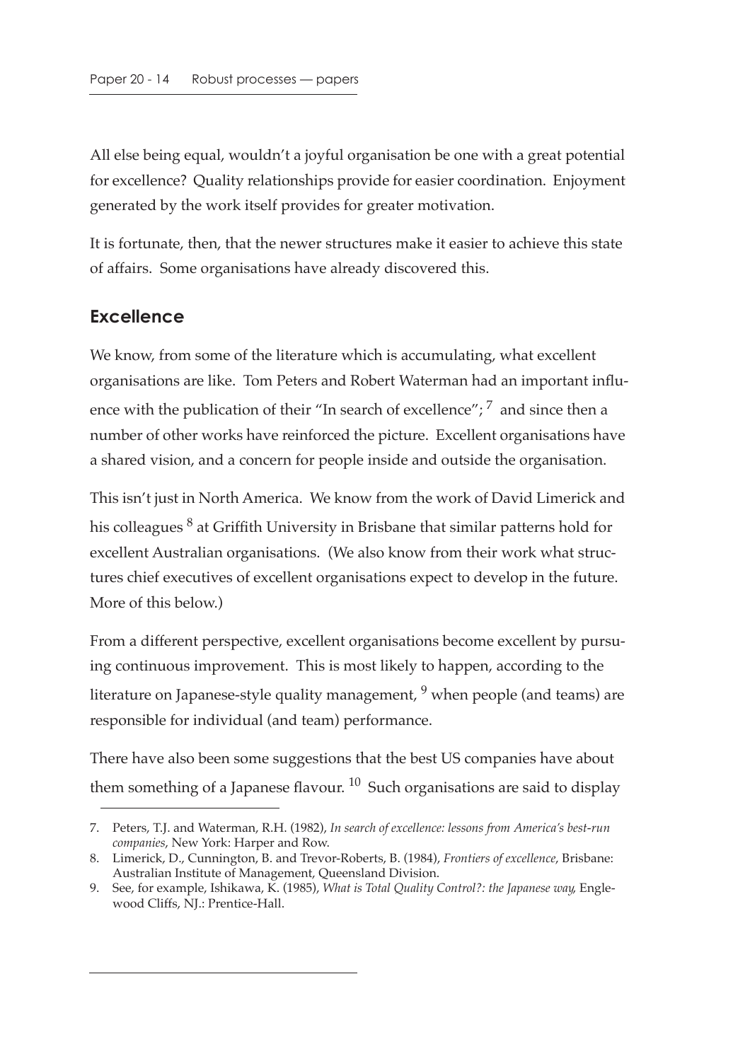All else being equal, wouldn't a joyful organisation be one with a great potential for excellence? Quality relationships provide for easier coordination. Enjoyment generated by the work itself provides for greater motivation.

It is fortunate, then, that the newer structures make it easier to achieve this state of affairs. Some organisations have already discovered this.

## Excellence

We know, from some of the literature which is accumulating, what excellent organisations are like. Tom Peters and Robert Waterman had an important influence with the publication of their "In search of excellence"; [7] and since then a number of other works have reinforced the picture. Excellent organisations have a shared vision, and a concern for people inside and outside the organisation.

This isn't just in North America. We know from the work of David Limerick and his colleagues [8] at Griffith University in Brisbane that similar patterns hold for excellent Australian organisations. (We also know from their work what structures chief executives of excellent organisations expect to develop in the future. More of this below.)

From a different perspective, excellent organisations become excellent by pursuing continuous improvement. This is most likely to happen, according to the literature on Japanese-style quality management, [9] when people (and teams) are responsible for individual (and team) performance.

There have also been some suggestions that the best US companies have about them something of a Japanese flavour. [10] Such organisations are said to display

---

7. Peters, T.J. and Waterman, R.H. (1982), *In search of excellence: lessons from America's best-run companies*, New York: Harper and Row.
8. Limerick, D., Cunnington, B. and Trevor-Roberts, B. (1984), *Frontiers of excellence*, Brisbane: Australian Institute of Management, Queensland Division.
9. See, for example, Ishikawa, K. (1985), *What is Total Quality Control?: the Japanese way*, Englewood Cliffs, NJ.: Prentice-Hall.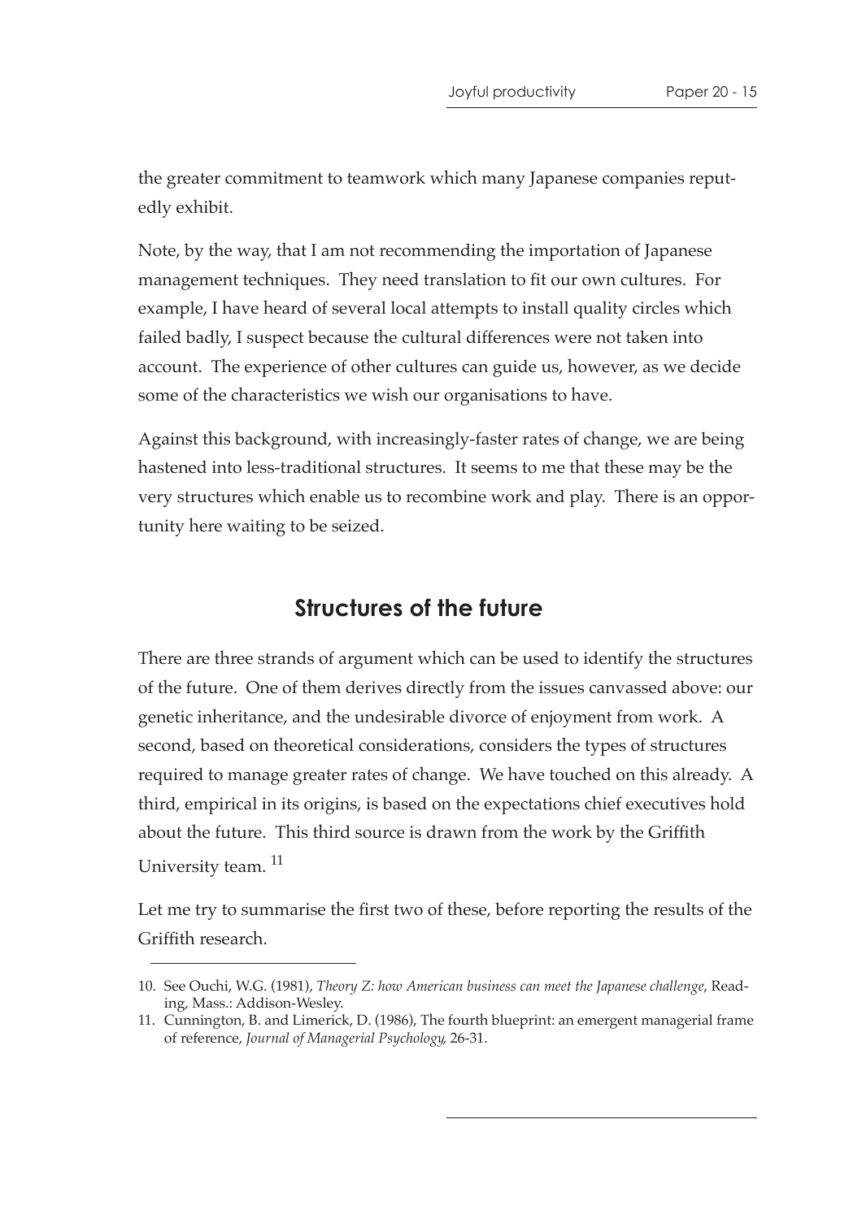the greater commitment to teamwork which many Japanese companies reputedly exhibit.

Note, by the way, that I am not recommending the importation of Japanese management techniques. They need translation to fit our own cultures. For example, I have heard of several local attempts to install quality circles which failed badly, I suspect because the cultural differences were not taken into account. The experience of other cultures can guide us, however, as we decide some of the characteristics we wish our organisations to have.

Against this background, with increasingly-faster rates of change, we are being hastened into less-traditional structures. It seems to me that these may be the very structures which enable us to recombine work and play. There is an opportunity here waiting to be seized.

## Structures of the future

There are three strands of argument which can be used to identify the structures of the future. One of them derives directly from the issues canvassed above: our genetic inheritance, and the undesirable divorce of enjoyment from work. A second, based on theoretical considerations, considers the types of structures required to manage greater rates of change. We have touched on this already. A third, empirical in its origins, is based on the expectations chief executives hold about the future. This third source is drawn from the work by the Griffith University team. [11]

Let me try to summarise the first two of these, before reporting the results of the Griffith research.

---

10. See Ouchi, W.G. (1981), *Theory Z: how American business can meet the Japanese challenge*, Reading, Mass.: Addison-Wesley.
11. Cunnington, B. and Limerick, D. (1986), The fourth blueprint: an emergent managerial frame of reference, *Journal of Managerial Psychology*, 26-31.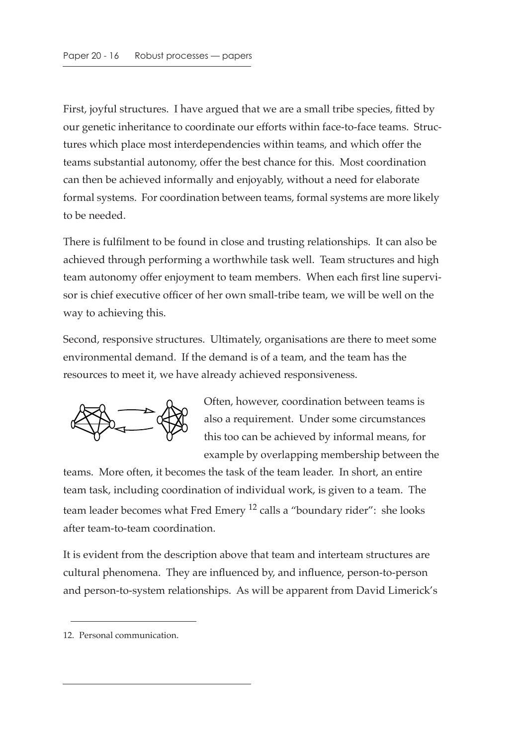First, joyful structures. I have argued that we are a small tribe species, fitted by our genetic inheritance to coordinate our efforts within face-to-face teams. Structures which place most interdependencies within teams, and which offer the teams substantial autonomy, offer the best chance for this. Most coordination can then be achieved informally and enjoyably, without a need for elaborate formal systems. For coordination between teams, formal systems are more likely to be needed.

There is fulfilment to be found in close and trusting relationships. It can also be achieved through performing a worthwhile task well. Team structures and high team autonomy offer enjoyment to team members. When each first line supervisor is chief executive officer of her own small-tribe team, we will be well on the way to achieving this.

Second, responsive structures. Ultimately, organisations are there to meet some environmental demand. If the demand is of a team, and the team has the resources to meet it, we have already achieved responsiveness.

Often, however, coordination between teams is also a requirement. Under some circumstances this too can be achieved by informal means, for example by overlapping membership between the teams. More often, it becomes the task of the team leader. In short, an entire team task, including coordination of individual work, is given to a team. The team leader becomes what Fred Emery [12] calls a "boundary rider": she looks after team-to-team coordination.

It is evident from the description above that team and interteam structures are cultural phenomena. They are influenced by, and influence, person-to-person and person-to-system relationships. As will be apparent from David Limerick's

12. Personal communication.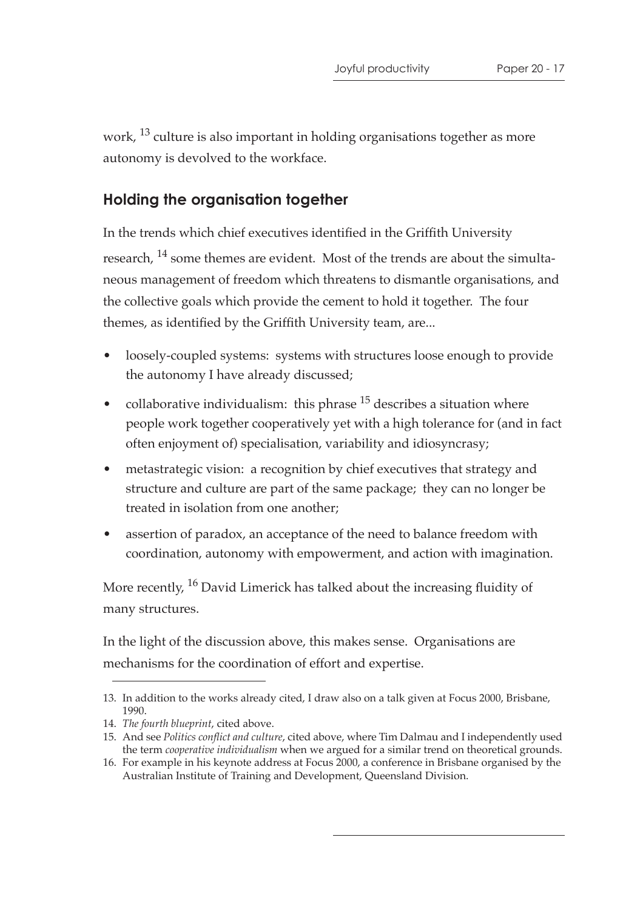work,[13] culture is also important in holding organisations together as more autonomy is devolved to the workface.

## Holding the organisation together

In the trends which chief executives identified in the Griffith University research,[14] some themes are evident. Most of the trends are about the simultaneous management of freedom which threatens to dismantle organisations, and the collective goals which provide the cement to hold it together. The four themes, as identified by the Griffith University team, are...

- loosely-coupled systems: systems with structures loose enough to provide the autonomy I have already discussed;
- collaborative individualism: this phrase[15] describes a situation where people work together cooperatively yet with a high tolerance for (and in fact often enjoyment of) specialisation, variability and idiosyncrasy;
- metastrategic vision: a recognition by chief executives that strategy and structure and culture are part of the same package; they can no longer be treated in isolation from one another;
- assertion of paradox, an acceptance of the need to balance freedom with coordination, autonomy with empowerment, and action with imagination.

More recently,[16] David Limerick has talked about the increasing fluidity of many structures.

In the light of the discussion above, this makes sense. Organisations are mechanisms for the coordination of effort and expertise.

---

13. In addition to the works already cited, I draw also on a talk given at Focus 2000, Brisbane, 1990.
14. *The fourth blueprint*, cited above.
15. And see *Politics conflict and culture*, cited above, where Tim Dalmau and I independently used the term *cooperative individualism* when we argued for a similar trend on theoretical grounds.
16. For example in his keynote address at Focus 2000, a conference in Brisbane organised by the Australian Institute of Training and Development, Queensland Division.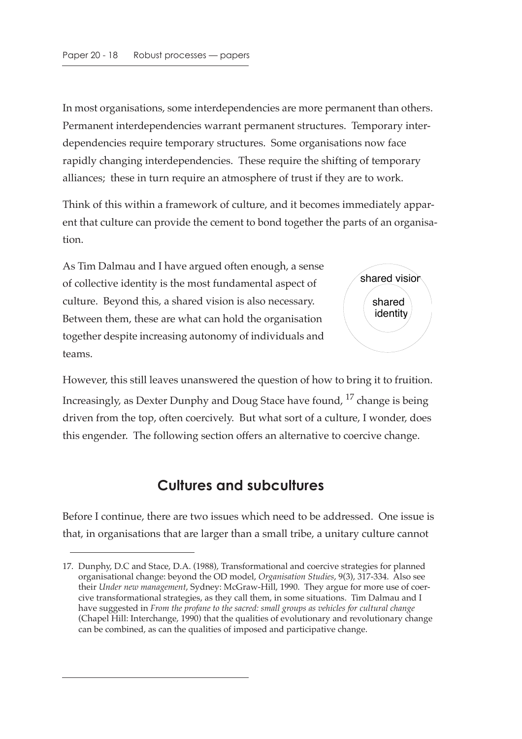In most organisations, some interdependencies are more permanent than others. Permanent interdependencies warrant permanent structures. Temporary interdependencies require temporary structures. Some organisations now face rapidly changing interdependencies. These require the shifting of temporary alliances; these in turn require an atmosphere of trust if they are to work.

Think of this within a framework of culture, and it becomes immediately apparent that culture can provide the cement to bond together the parts of an organisation.

As Tim Dalmau and I have argued often enough, a sense of collective identity is the most fundamental aspect of culture. Beyond this, a shared vision is also necessary. Between them, these are what can hold the organisation together despite increasing autonomy of individuals and teams.

shared vision

shared identity

However, this still leaves unanswered the question of how to bring it to fruition. Increasingly, as Dexter Dunphy and Doug Stace have found, [17] change is being driven from the top, often coercively. But what sort of a culture, I wonder, does this engender. The following section offers an alternative to coercive change.

## Cultures and subcultures

Before I continue, there are two issues which need to be addressed. One issue is that, in organisations that are larger than a small tribe, a unitary culture cannot

17. Dunphy, D.C and Stace, D.A. (1988), Transformational and coercive strategies for planned organisational change: beyond the OD model, *Organisation Studies*, 9(3), 317-334. Also see their *Under new management*, Sydney: McGraw-Hill, 1990. They argue for more use of coercive transformational strategies, as they call them, in some situations. Tim Dalmau and I have suggested in *From the profane to the sacred: small groups as vehicles for cultural change* (Chapel Hill: Interchange, 1990) that the qualities of evolutionary and revolutionary change can be combined, as can the qualities of imposed and participative change.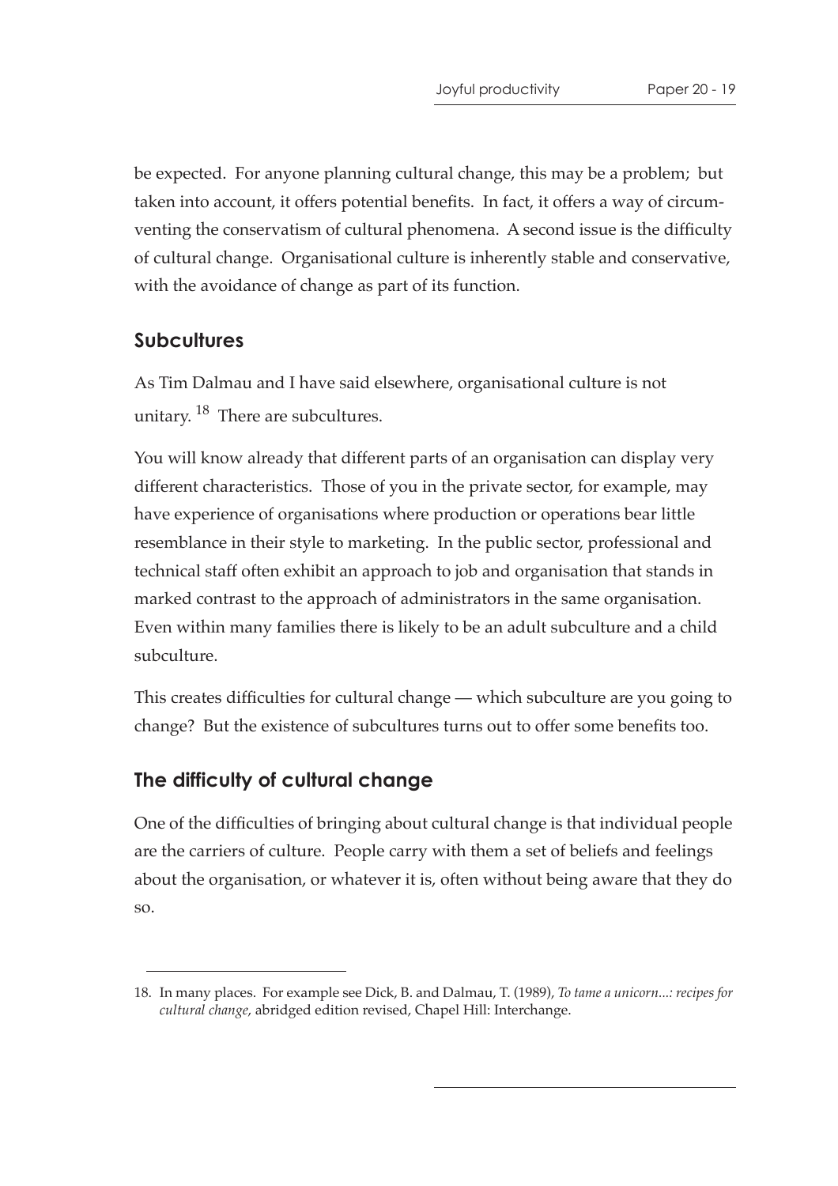be expected. For anyone planning cultural change, this may be a problem; but taken into account, it offers potential benefits. In fact, it offers a way of circumventing the conservatism of cultural phenomena. A second issue is the difficulty of cultural change. Organisational culture is inherently stable and conservative, with the avoidance of change as part of its function.

## Subcultures

As Tim Dalmau and I have said elsewhere, organisational culture is not unitary.[18] There are subcultures.

You will know already that different parts of an organisation can display very different characteristics. Those of you in the private sector, for example, may have experience of organisations where production or operations bear little resemblance in their style to marketing. In the public sector, professional and technical staff often exhibit an approach to job and organisation that stands in marked contrast to the approach of administrators in the same organisation. Even within many families there is likely to be an adult subculture and a child subculture.

This creates difficulties for cultural change — which subculture are you going to change? But the existence of subcultures turns out to offer some benefits too.

## The difficulty of cultural change

One of the difficulties of bringing about cultural change is that individual people are the carriers of culture. People carry with them a set of beliefs and feelings about the organisation, or whatever it is, often without being aware that they do so.

---

18. In many places. For example see Dick, B. and Dalmau, T. (1989), *To tame a unicorn...: recipes for cultural change*, abridged edition revised, Chapel Hill: Interchange.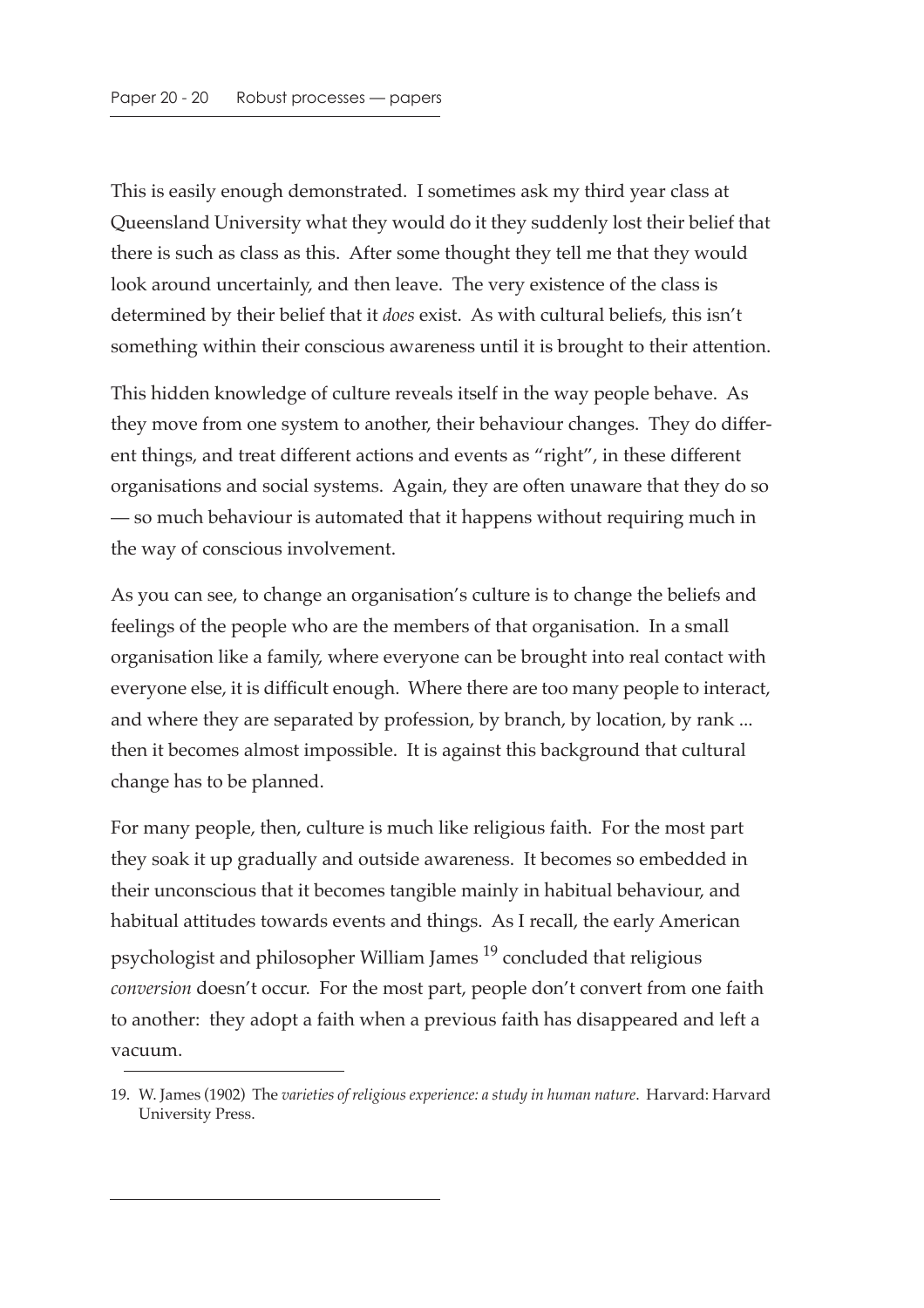This is easily enough demonstrated. I sometimes ask my third year class at Queensland University what they would do it they suddenly lost their belief that there is such as class as this. After some thought they tell me that they would look around uncertainly, and then leave. The very existence of the class is determined by their belief that it *does* exist. As with cultural beliefs, this isn't something within their conscious awareness until it is brought to their attention.

This hidden knowledge of culture reveals itself in the way people behave. As they move from one system to another, their behaviour changes. They do different things, and treat different actions and events as "right", in these different organisations and social systems. Again, they are often unaware that they do so — so much behaviour is automated that it happens without requiring much in the way of conscious involvement.

As you can see, to change an organisation's culture is to change the beliefs and feelings of the people who are the members of that organisation. In a small organisation like a family, where everyone can be brought into real contact with everyone else, it is difficult enough. Where there are too many people to interact, and where they are separated by profession, by branch, by location, by rank ... then it becomes almost impossible. It is against this background that cultural change has to be planned.

For many people, then, culture is much like religious faith. For the most part they soak it up gradually and outside awareness. It becomes so embedded in their unconscious that it becomes tangible mainly in habitual behaviour, and habitual attitudes towards events and things. As I recall, the early American psychologist and philosopher William James [19] concluded that religious *conversion* doesn't occur. For the most part, people don't convert from one faith to another: they adopt a faith when a previous faith has disappeared and left a vacuum.

19. W. James (1902) The *varieties of religious experience: a study in human nature*. Harvard: Harvard University Press.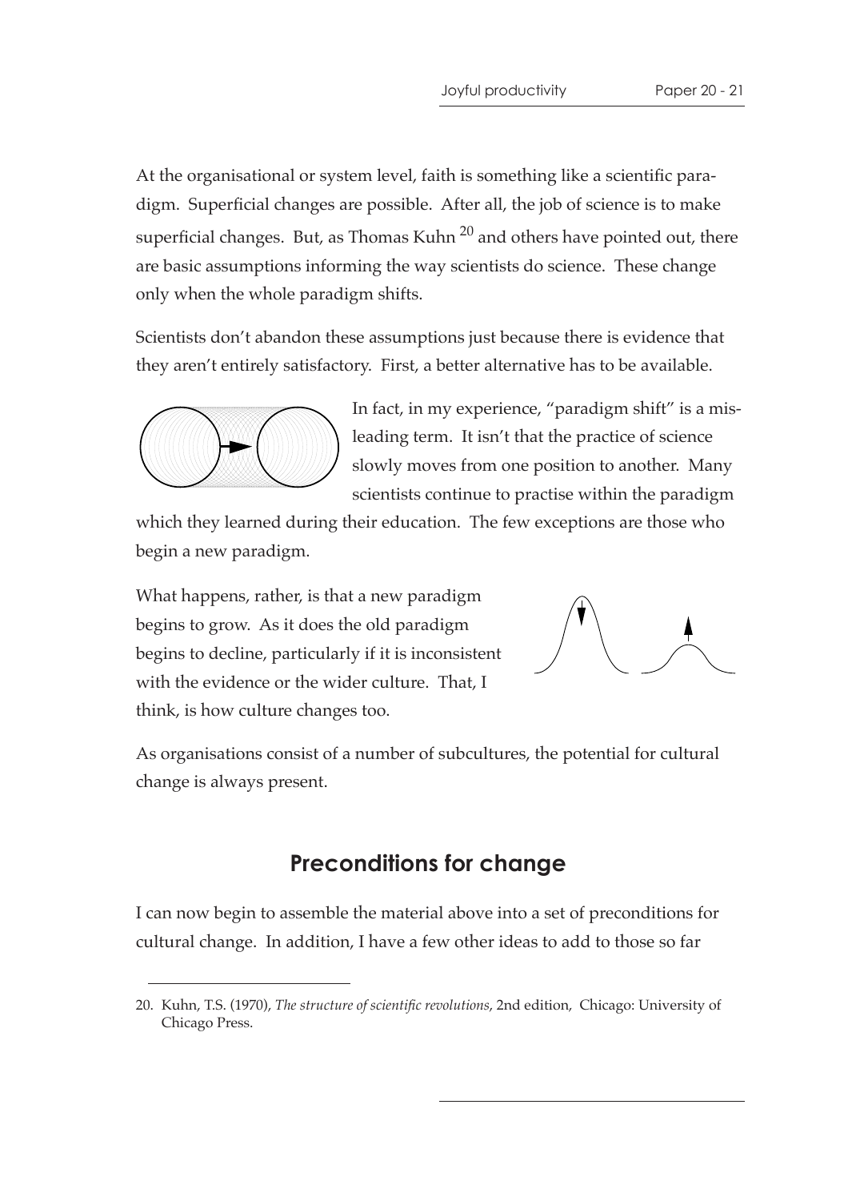At the organisational or system level, faith is something like a scientific paradigm. Superficial changes are possible. After all, the job of science is to make superficial changes. But, as Thomas Kuhn [20] and others have pointed out, there are basic assumptions informing the way scientists do science. These change only when the whole paradigm shifts.

Scientists don't abandon these assumptions just because there is evidence that they aren't entirely satisfactory. First, a better alternative has to be available.

In fact, in my experience, "paradigm shift" is a misleading term. It isn't that the practice of science slowly moves from one position to another. Many scientists continue to practise within the paradigm which they learned during their education. The few exceptions are those who begin a new paradigm.

What happens, rather, is that a new paradigm begins to grow. As it does the old paradigm begins to decline, particularly if it is inconsistent with the evidence or the wider culture. That, I think, is how culture changes too.

As organisations consist of a number of subcultures, the potential for cultural change is always present.

## Preconditions for change

I can now begin to assemble the material above into a set of preconditions for cultural change. In addition, I have a few other ideas to add to those so far

---

20. Kuhn, T.S. (1970), *The structure of scientific revolutions*, 2nd edition, Chicago: University of Chicago Press.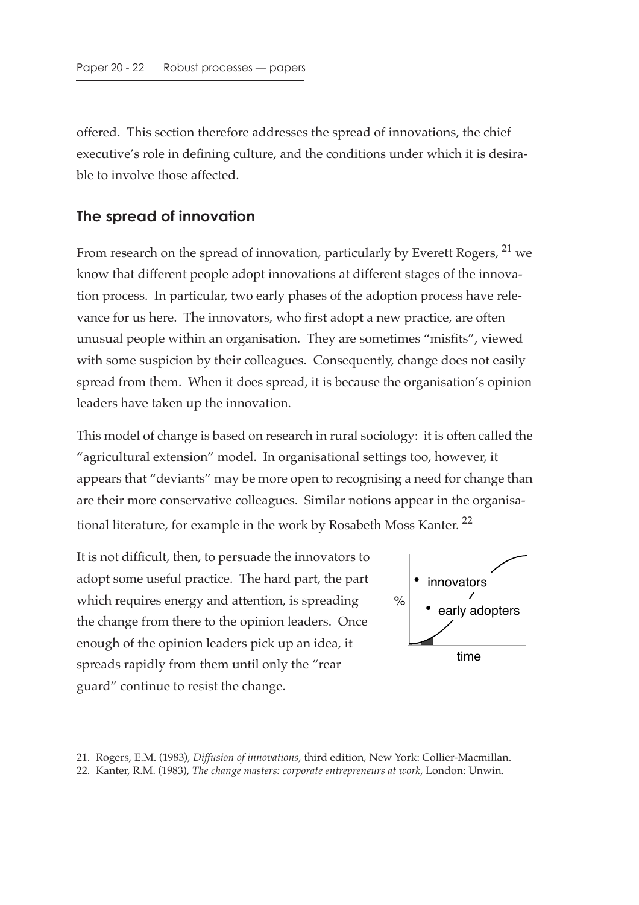offered. This section therefore addresses the spread of innovations, the chief executive's role in defining culture, and the conditions under which it is desirable to involve those affected.

## The spread of innovation

From research on the spread of innovation, particularly by Everett Rogers, [21] we know that different people adopt innovations at different stages of the innovation process. In particular, two early phases of the adoption process have relevance for us here. The innovators, who first adopt a new practice, are often unusual people within an organisation. They are sometimes "misfits", viewed with some suspicion by their colleagues. Consequently, change does not easily spread from them. When it does spread, it is because the organisation's opinion leaders have taken up the innovation.

This model of change is based on research in rural sociology: it is often called the "agricultural extension" model. In organisational settings too, however, it appears that "deviants" may be more open to recognising a need for change than are their more conservative colleagues. Similar notions appear in the organisational literature, for example in the work by Rosabeth Moss Kanter. [22]

It is not difficult, then, to persuade the innovators to adopt some useful practice. The hard part, the part which requires energy and attention, is spreading the change from there to the opinion leaders. Once enough of the opinion leaders pick up an idea, it spreads rapidly from them until only the "rear guard" continue to resist the change.

- innovators
- early adopters

%

time

21. Rogers, E.M. (1983), *Diffusion of innovations*, third edition, New York: Collier-Macmillan.
22. Kanter, R.M. (1983), *The change masters: corporate entrepreneurs at work*, London: Unwin.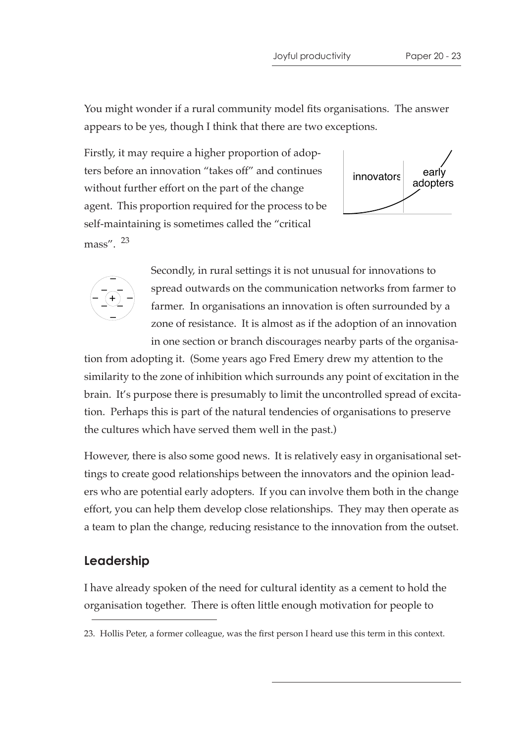You might wonder if a rural community model fits organisations. The answer appears to be yes, though I think that there are two exceptions.

Firstly, it may require a higher proportion of adopters before an innovation "takes off" and continues without further effort on the part of the change agent. This proportion required for the process to be self-maintaining is sometimes called the "critical mass". [23]

Secondly, in rural settings it is not unusual for innovations to spread outwards on the communication networks from farmer to farmer. In organisations an innovation is often surrounded by a zone of resistance. It is almost as if the adoption of an innovation in one section or branch discourages nearby parts of the organisation from adopting it. (Some years ago Fred Emery drew my attention to the similarity to the zone of inhibition which surrounds any point of excitation in the brain. It's purpose there is presumably to limit the uncontrolled spread of excitation. Perhaps this is part of the natural tendencies of organisations to preserve the cultures which have served them well in the past.)

However, there is also some good news. It is relatively easy in organisational settings to create good relationships between the innovators and the opinion leaders who are potential early adopters. If you can involve them both in the change effort, you can help them develop close relationships. They may then operate as a team to plan the change, reducing resistance to the innovation from the outset.

## Leadership

I have already spoken of the need for cultural identity as a cement to hold the organisation together. There is often little enough motivation for people to

23. Hollis Peter, a former colleague, was the first person I heard use this term in this context.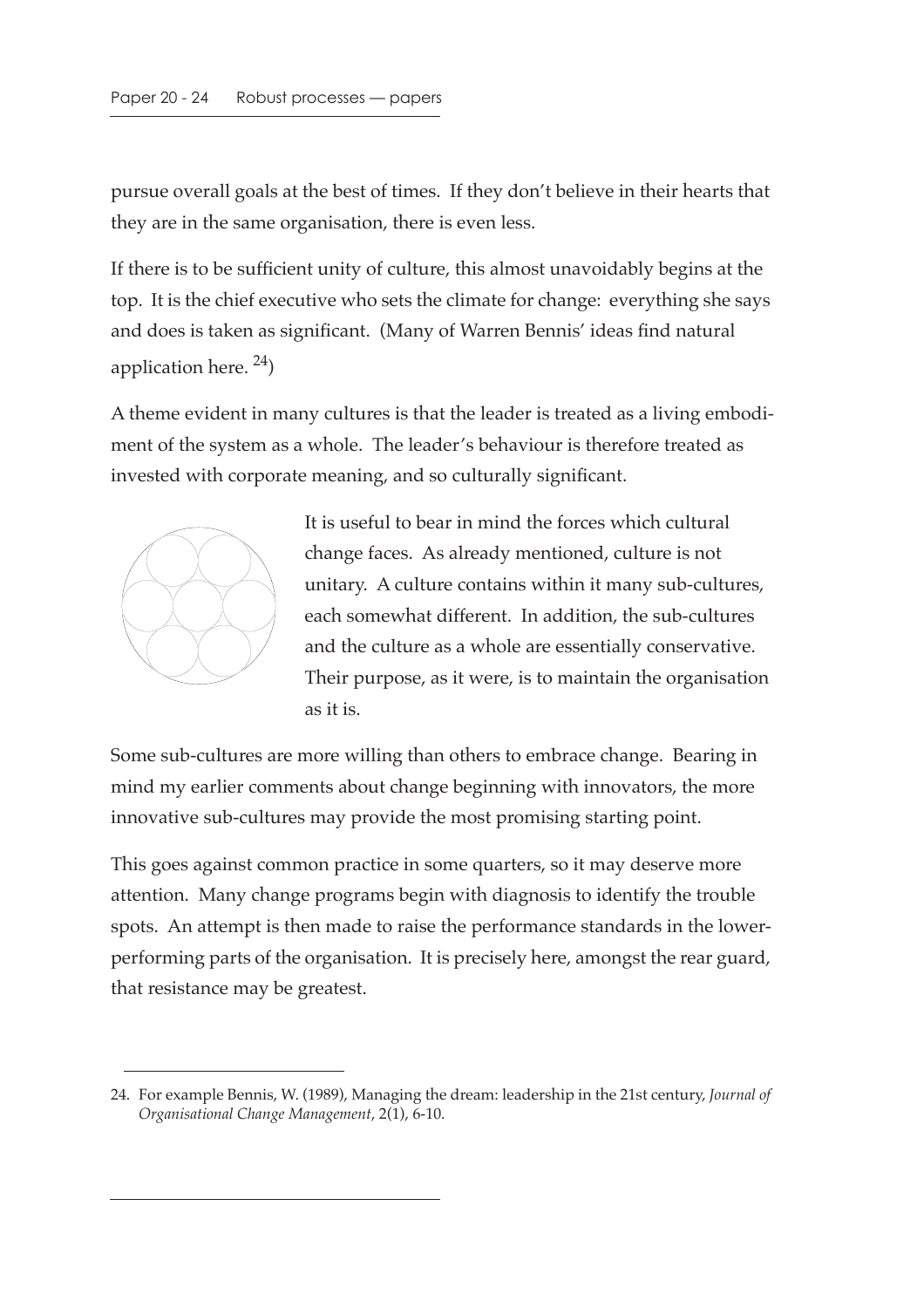pursue overall goals at the best of times. If they don't believe in their hearts that they are in the same organisation, there is even less.

If there is to be sufficient unity of culture, this almost unavoidably begins at the top. It is the chief executive who sets the climate for change: everything she says and does is taken as significant. (Many of Warren Bennis' ideas find natural application here. [24])

A theme evident in many cultures is that the leader is treated as a living embodiment of the system as a whole. The leader's behaviour is therefore treated as invested with corporate meaning, and so culturally significant.

It is useful to bear in mind the forces which cultural change faces. As already mentioned, culture is not unitary. A culture contains within it many sub-cultures, each somewhat different. In addition, the sub-cultures and the culture as a whole are essentially conservative. Their purpose, as it were, is to maintain the organisation as it is.

Some sub-cultures are more willing than others to embrace change. Bearing in mind my earlier comments about change beginning with innovators, the more innovative sub-cultures may provide the most promising starting point.

This goes against common practice in some quarters, so it may deserve more attention. Many change programs begin with diagnosis to identify the trouble spots. An attempt is then made to raise the performance standards in the lower-performing parts of the organisation. It is precisely here, amongst the rear guard, that resistance may be greatest.

---

24. For example Bennis, W. (1989), Managing the dream: leadership in the 21st century, *Journal of Organisational Change Management*, 2(1), 6-10.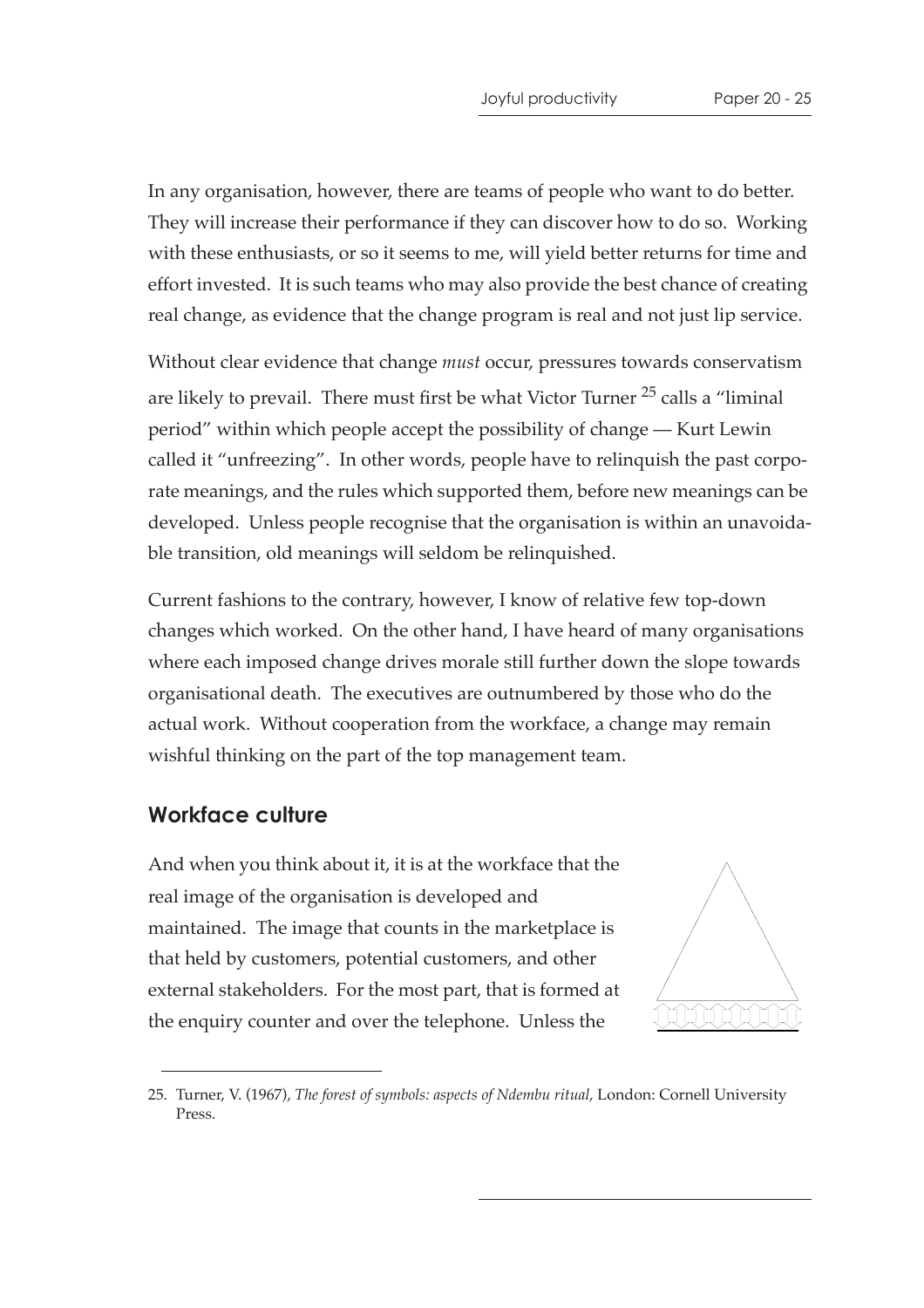In any organisation, however, there are teams of people who want to do better. They will increase their performance if they can discover how to do so. Working with these enthusiasts, or so it seems to me, will yield better returns for time and effort invested. It is such teams who may also provide the best chance of creating real change, as evidence that the change program is real and not just lip service.

Without clear evidence that change *must* occur, pressures towards conservatism are likely to prevail. There must first be what Victor Turner [25] calls a "liminal period" within which people accept the possibility of change — Kurt Lewin called it "unfreezing". In other words, people have to relinquish the past corporate meanings, and the rules which supported them, before new meanings can be developed. Unless people recognise that the organisation is within an unavoidable transition, old meanings will seldom be relinquished.

Current fashions to the contrary, however, I know of relative few top-down changes which worked. On the other hand, I have heard of many organisations where each imposed change drives morale still further down the slope towards organisational death. The executives are outnumbered by those who do the actual work. Without cooperation from the workface, a change may remain wishful thinking on the part of the top management team.

## Workface culture

And when you think about it, it is at the workface that the real image of the organisation is developed and maintained. The image that counts in the marketplace is that held by customers, potential customers, and other external stakeholders. For the most part, that is formed at the enquiry counter and over the telephone. Unless the

25. Turner, V. (1967), *The forest of symbols: aspects of Ndembu ritual*, London: Cornell University Press.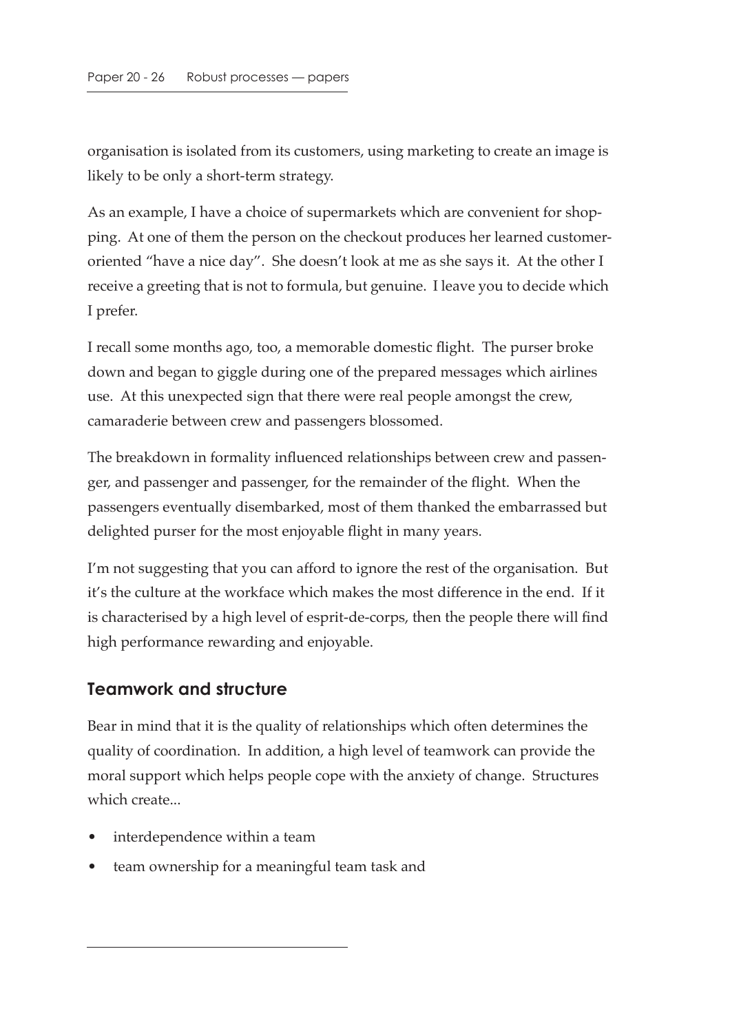organisation is isolated from its customers, using marketing to create an image is likely to be only a short-term strategy.

As an example, I have a choice of supermarkets which are convenient for shopping. At one of them the person on the checkout produces her learned customer-oriented "have a nice day". She doesn't look at me as she says it. At the other I receive a greeting that is not to formula, but genuine. I leave you to decide which I prefer.

I recall some months ago, too, a memorable domestic flight. The purser broke down and began to giggle during one of the prepared messages which airlines use. At this unexpected sign that there were real people amongst the crew, camaraderie between crew and passengers blossomed.

The breakdown in formality influenced relationships between crew and passenger, and passenger and passenger, for the remainder of the flight. When the passengers eventually disembarked, most of them thanked the embarrassed but delighted purser for the most enjoyable flight in many years.

I'm not suggesting that you can afford to ignore the rest of the organisation. But it's the culture at the workface which makes the most difference in the end. If it is characterised by a high level of esprit-de-corps, then the people there will find high performance rewarding and enjoyable.

## Teamwork and structure

Bear in mind that it is the quality of relationships which often determines the quality of coordination. In addition, a high level of teamwork can provide the moral support which helps people cope with the anxiety of change. Structures which create...

- interdependence within a team
- team ownership for a meaningful team task and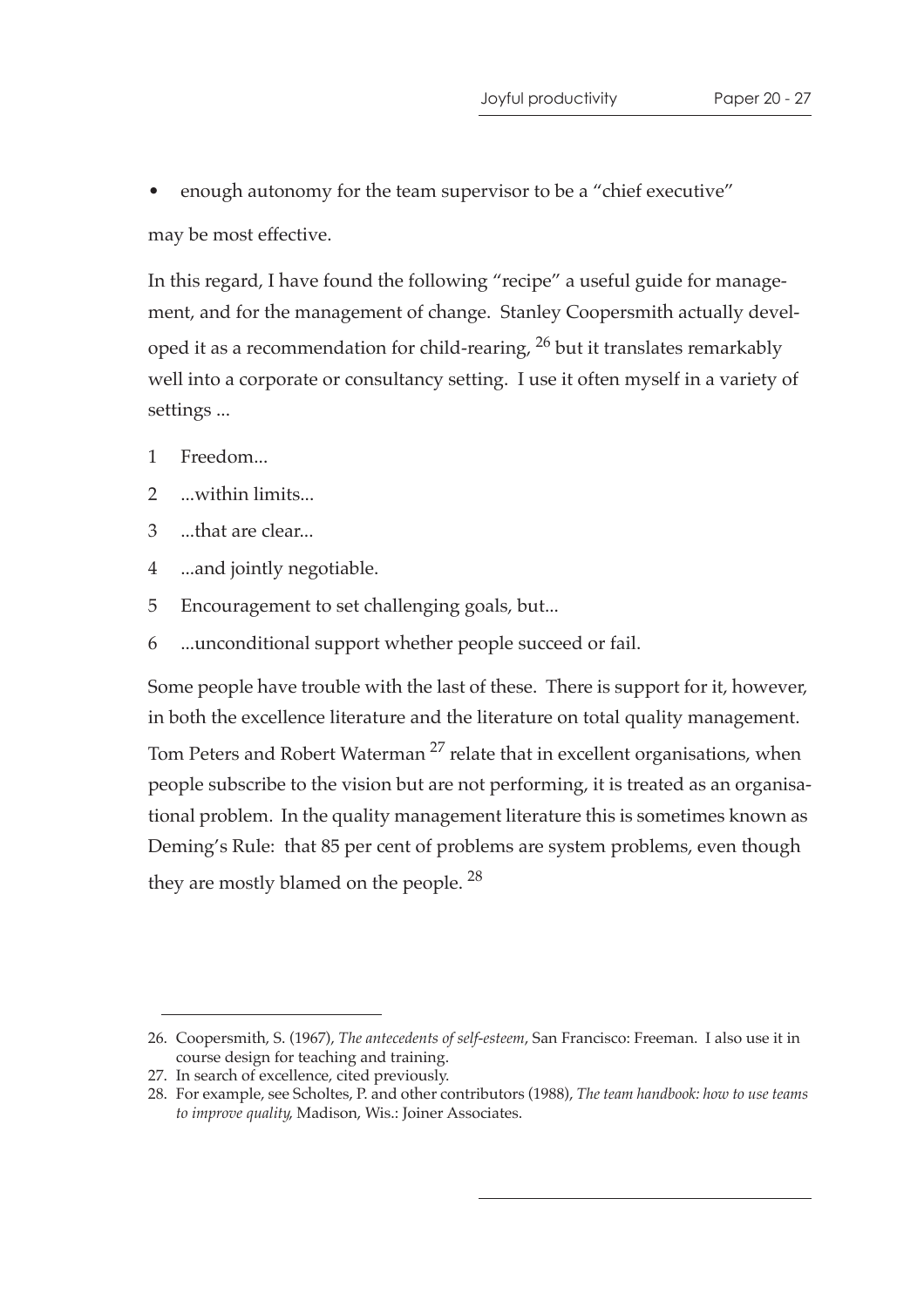- enough autonomy for the team supervisor to be a "chief executive"

may be most effective.

In this regard, I have found the following "recipe" a useful guide for management, and for the management of change. Stanley Coopersmith actually developed it as a recommendation for child-rearing, [26] but it translates remarkably well into a corporate or consultancy setting. I use it often myself in a variety of settings ...

1. Freedom...
2. ...within limits...
3. ...that are clear...
4. ...and jointly negotiable.
5. Encouragement to set challenging goals, but...
6. ...unconditional support whether people succeed or fail.

Some people have trouble with the last of these. There is support for it, however, in both the excellence literature and the literature on total quality management. Tom Peters and Robert Waterman [27] relate that in excellent organisations, when people subscribe to the vision but are not performing, it is treated as an organisational problem. In the quality management literature this is sometimes known as Deming's Rule: that 85 per cent of problems are system problems, even though they are mostly blamed on the people. [28]

---

26. Coopersmith, S. (1967), *The antecedents of self-esteem*, San Francisco: Freeman. I also use it in course design for teaching and training.
27. In search of excellence, cited previously.
28. For example, see Scholtes, P. and other contributors (1988), *The team handbook: how to use teams to improve quality*, Madison, Wis.: Joiner Associates.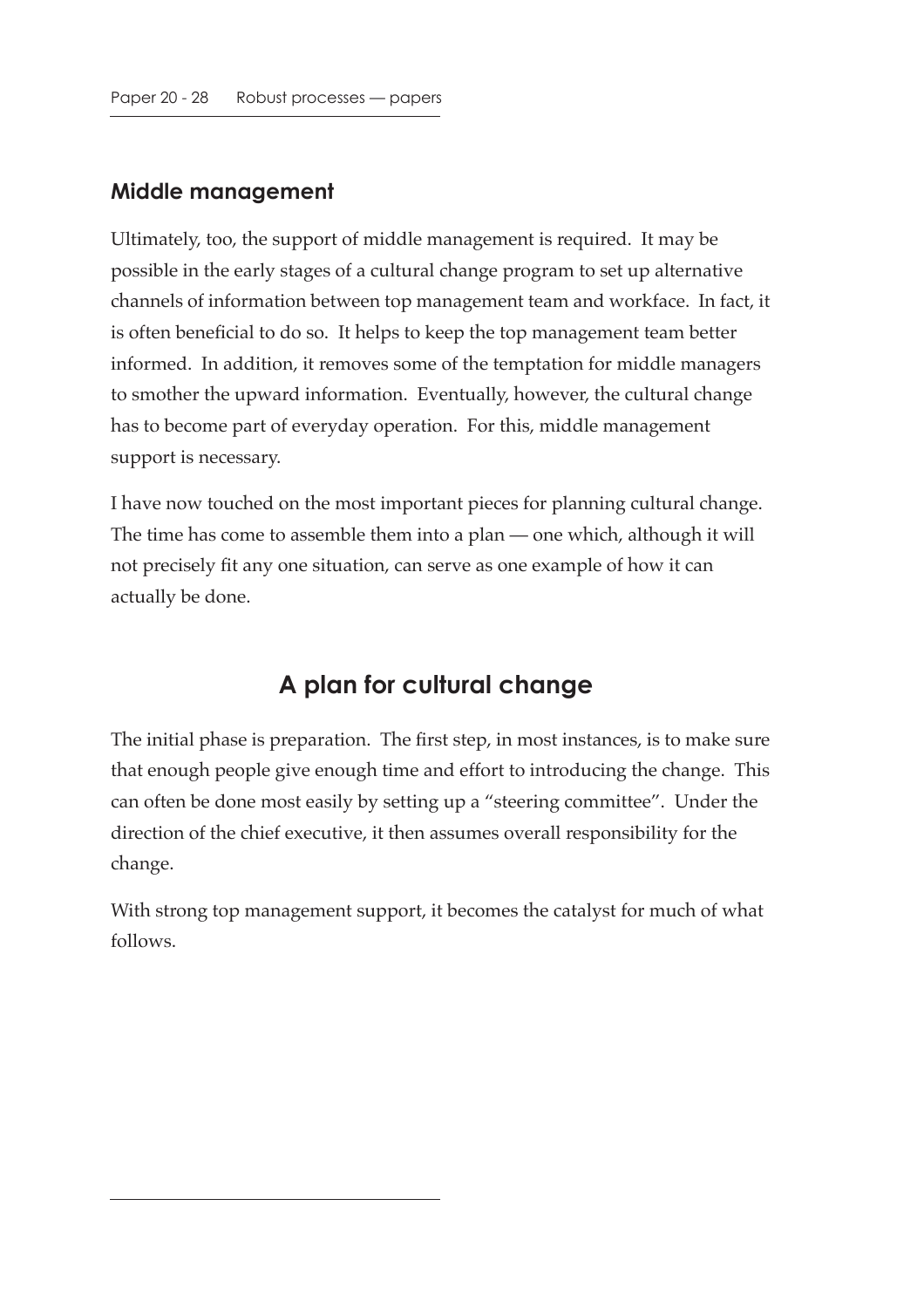### Middle management

Ultimately, too, the support of middle management is required. It may be possible in the early stages of a cultural change program to set up alternative channels of information between top management team and workface. In fact, it is often beneficial to do so. It helps to keep the top management team better informed. In addition, it removes some of the temptation for middle managers to smother the upward information. Eventually, however, the cultural change has to become part of everyday operation. For this, middle management support is necessary.

I have now touched on the most important pieces for planning cultural change. The time has come to assemble them into a plan — one which, although it will not precisely fit any one situation, can serve as one example of how it can actually be done.

## A plan for cultural change

The initial phase is preparation. The first step, in most instances, is to make sure that enough people give enough time and effort to introducing the change. This can often be done most easily by setting up a "steering committee". Under the direction of the chief executive, it then assumes overall responsibility for the change.

With strong top management support, it becomes the catalyst for much of what follows.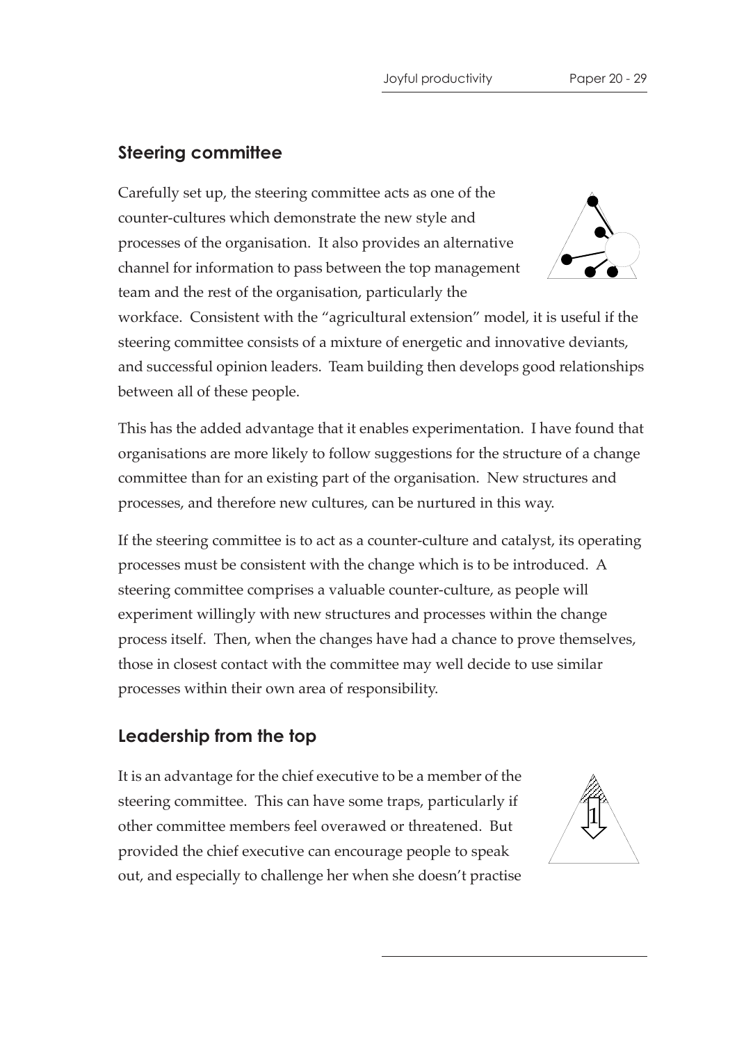## Steering committee

Carefully set up, the steering committee acts as one of the counter-cultures which demonstrate the new style and processes of the organisation. It also provides an alternative channel for information to pass between the top management team and the rest of the organisation, particularly the workface. Consistent with the "agricultural extension" model, it is useful if the steering committee consists of a mixture of energetic and innovative deviants, and successful opinion leaders. Team building then develops good relationships between all of these people.

This has the added advantage that it enables experimentation. I have found that organisations are more likely to follow suggestions for the structure of a change committee than for an existing part of the organisation. New structures and processes, and therefore new cultures, can be nurtured in this way.

If the steering committee is to act as a counter-culture and catalyst, its operating processes must be consistent with the change which is to be introduced. A steering committee comprises a valuable counter-culture, as people will experiment willingly with new structures and processes within the change process itself. Then, when the changes have had a chance to prove themselves, those in closest contact with the committee may well decide to use similar processes within their own area of responsibility.

## Leadership from the top

It is an advantage for the chief executive to be a member of the steering committee. This can have some traps, particularly if other committee members feel overawed or threatened. But provided the chief executive can encourage people to speak out, and especially to challenge her when she doesn't practise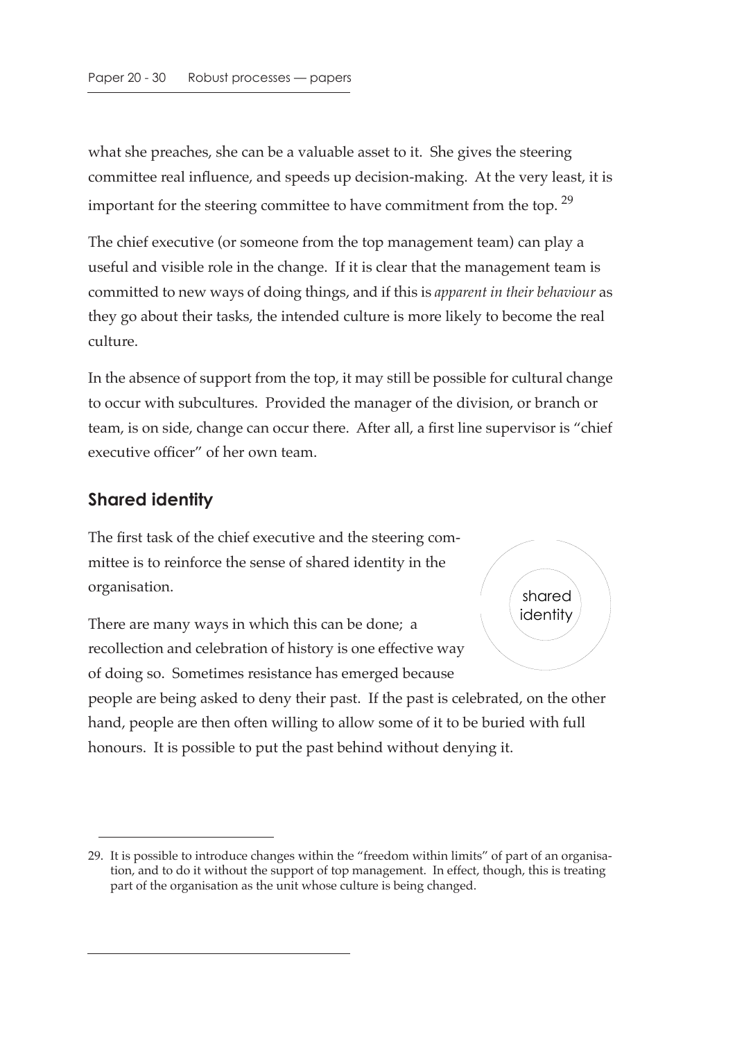what she preaches, she can be a valuable asset to it. She gives the steering committee real influence, and speeds up decision-making. At the very least, it is important for the steering committee to have commitment from the top. [29]

The chief executive (or someone from the top management team) can play a useful and visible role in the change. If it is clear that the management team is committed to new ways of doing things, and if this is *apparent in their behaviour* as they go about their tasks, the intended culture is more likely to become the real culture.

In the absence of support from the top, it may still be possible for cultural change to occur with subcultures. Provided the manager of the division, or branch or team, is on side, change can occur there. After all, a first line supervisor is "chief executive officer" of her own team.

## Shared identity

The first task of the chief executive and the steering committee is to reinforce the sense of shared identity in the organisation.

shared identity

There are many ways in which this can be done; a recollection and celebration of history is one effective way of doing so. Sometimes resistance has emerged because people are being asked to deny their past. If the past is celebrated, on the other hand, people are then often willing to allow some of it to be buried with full honours. It is possible to put the past behind without denying it.

---

29. It is possible to introduce changes within the "freedom within limits" of part of an organisation, and to do it without the support of top management. In effect, though, this is treating part of the organisation as the unit whose culture is being changed.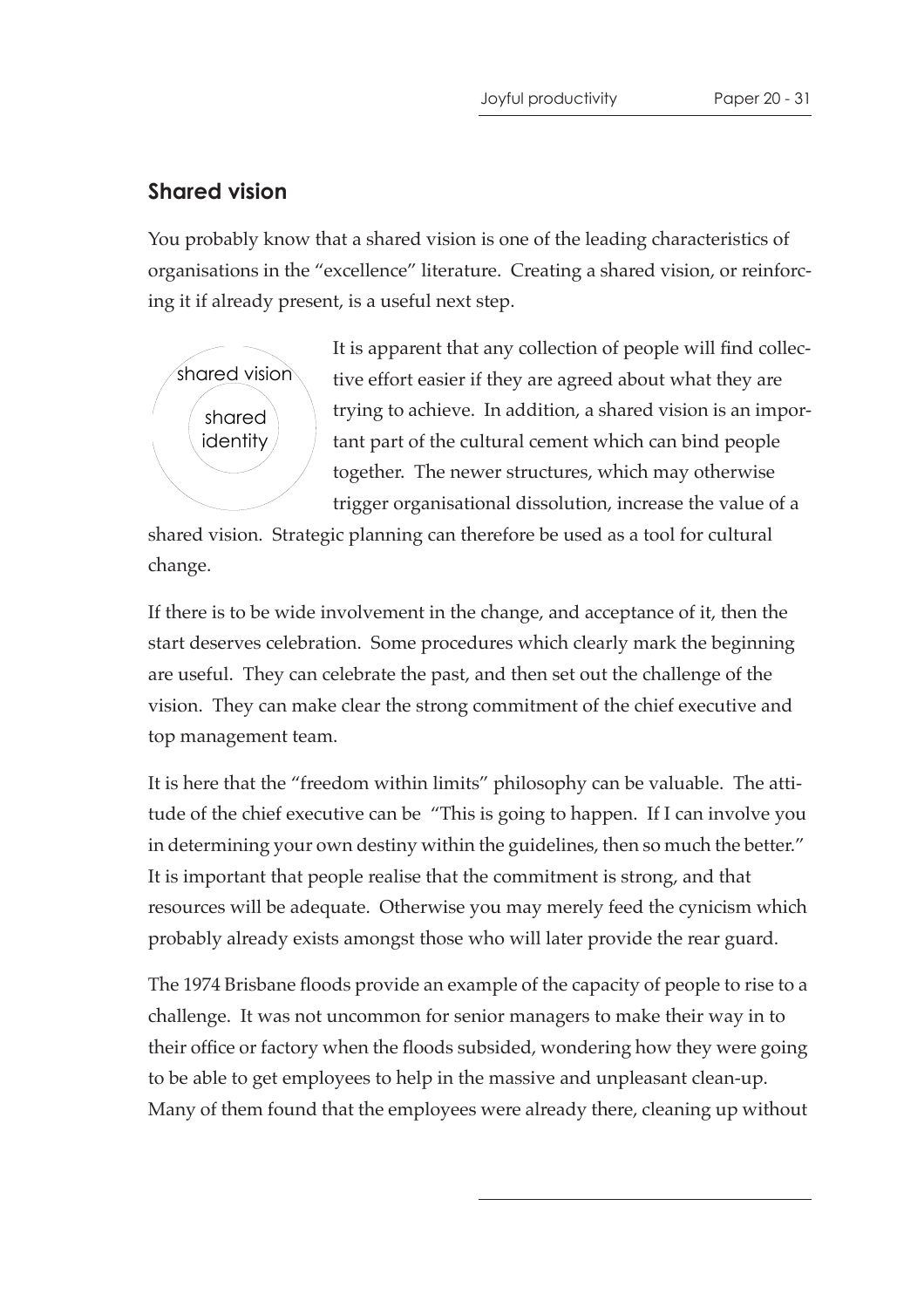## Shared vision

You probably know that a shared vision is one of the leading characteristics of organisations in the "excellence" literature. Creating a shared vision, or reinforcing it if already present, is a useful next step.

shared vision

shared identity

It is apparent that any collection of people will find collective effort easier if they are agreed about what they are trying to achieve. In addition, a shared vision is an important part of the cultural cement which can bind people together. The newer structures, which may otherwise trigger organisational dissolution, increase the value of a shared vision. Strategic planning can therefore be used as a tool for cultural change.

If there is to be wide involvement in the change, and acceptance of it, then the start deserves celebration. Some procedures which clearly mark the beginning are useful. They can celebrate the past, and then set out the challenge of the vision. They can make clear the strong commitment of the chief executive and top management team.

It is here that the "freedom within limits" philosophy can be valuable. The attitude of the chief executive can be "This is going to happen. If I can involve you in determining your own destiny within the guidelines, then so much the better." It is important that people realise that the commitment is strong, and that resources will be adequate. Otherwise you may merely feed the cynicism which probably already exists amongst those who will later provide the rear guard.

The 1974 Brisbane floods provide an example of the capacity of people to rise to a challenge. It was not uncommon for senior managers to make their way in to their office or factory when the floods subsided, wondering how they were going to be able to get employees to help in the massive and unpleasant clean-up. Many of them found that the employees were already there, cleaning up without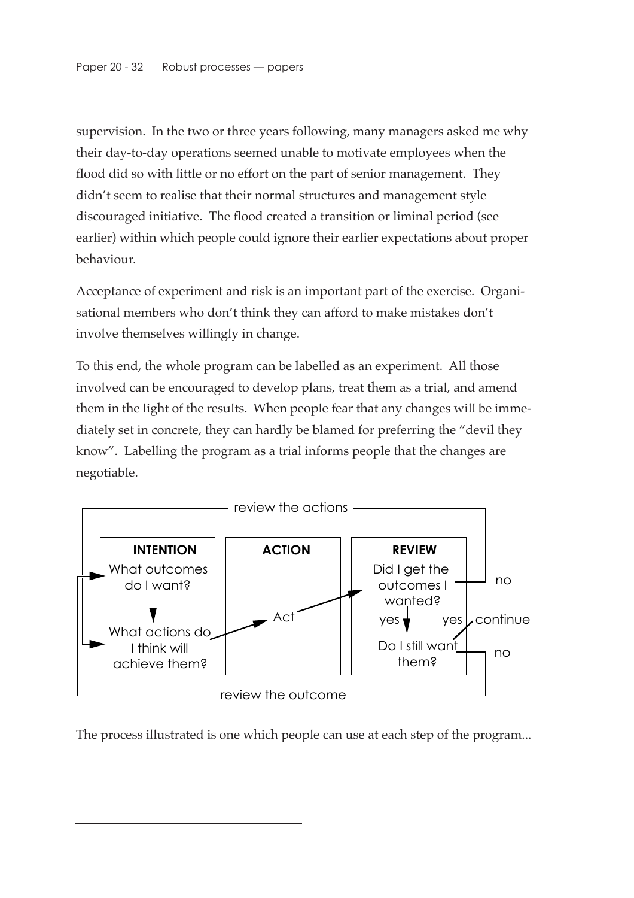supervision. In the two or three years following, many managers asked me why their day-to-day operations seemed unable to motivate employees when the flood did so with little or no effort on the part of senior management. They didn't seem to realise that their normal structures and management style discouraged initiative. The flood created a transition or liminal period (see earlier) within which people could ignore their earlier expectations about proper behaviour.

Acceptance of experiment and risk is an important part of the exercise. Organisational members who don't think they can afford to make mistakes don't involve themselves willingly in change.

To this end, the whole program can be labelled as an experiment. All those involved can be encouraged to develop plans, treat them as a trial, and amend them in the light of the results. When people fear that any changes will be immediately set in concrete, they can hardly be blamed for preferring the "devil they know". Labelling the program as a trial informs people that the changes are negotiable.

review the actions

**INTENTION**
What outcomes do I want?
What actions do I think will achieve them?

**ACTION**
Act

**REVIEW**
Did I get the outcomes I wanted?
no
yes
Do I still want them?
yes — continue
no

review the outcome

The process illustrated is one which people can use at each step of the program...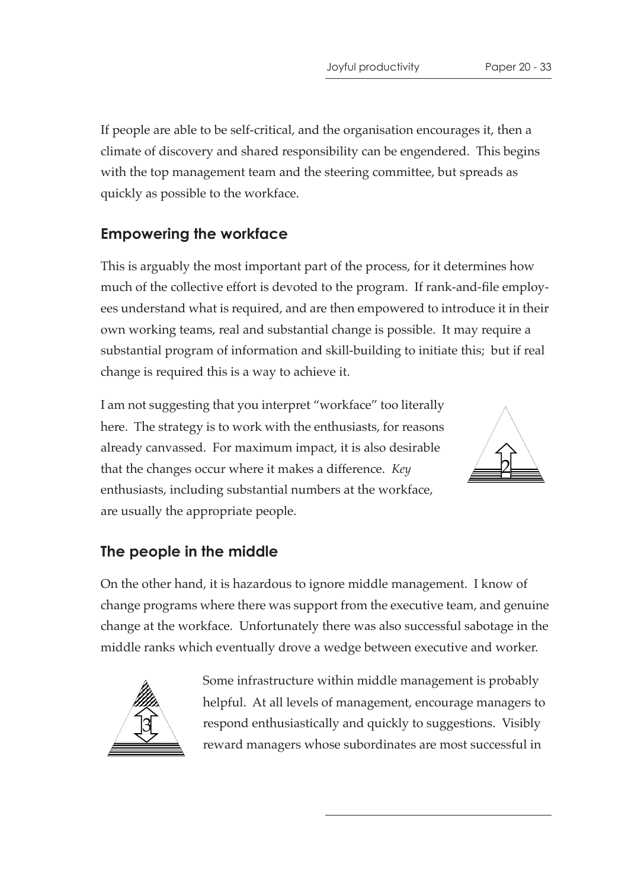If people are able to be self-critical, and the organisation encourages it, then a climate of discovery and shared responsibility can be engendered. This begins with the top management team and the steering committee, but spreads as quickly as possible to the workface.

## Empowering the workface

This is arguably the most important part of the process, for it determines how much of the collective effort is devoted to the program. If rank-and-file employees understand what is required, and are then empowered to introduce it in their own working teams, real and substantial change is possible. It may require a substantial program of information and skill-building to initiate this; but if real change is required this is a way to achieve it.

I am not suggesting that you interpret "workface" too literally here. The strategy is to work with the enthusiasts, for reasons already canvassed. For maximum impact, it is also desirable that the changes occur where it makes a difference. *Key* enthusiasts, including substantial numbers at the workface, are usually the appropriate people.

## The people in the middle

On the other hand, it is hazardous to ignore middle management. I know of change programs where there was support from the executive team, and genuine change at the workface. Unfortunately there was also successful sabotage in the middle ranks which eventually drove a wedge between executive and worker.

Some infrastructure within middle management is probably helpful. At all levels of management, encourage managers to respond enthusiastically and quickly to suggestions. Visibly reward managers whose subordinates are most successful in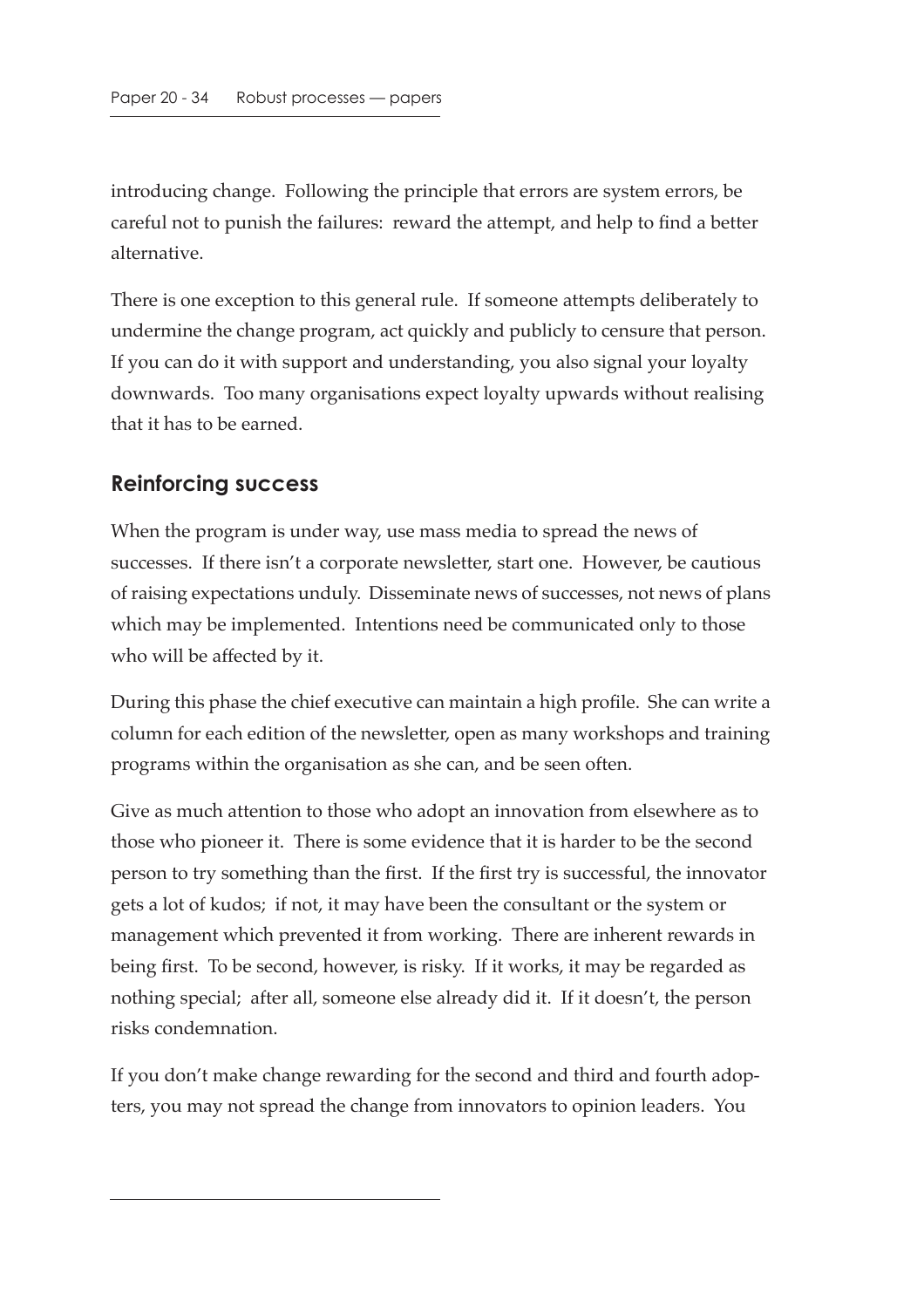introducing change. Following the principle that errors are system errors, be careful not to punish the failures: reward the attempt, and help to find a better alternative.

There is one exception to this general rule. If someone attempts deliberately to undermine the change program, act quickly and publicly to censure that person. If you can do it with support and understanding, you also signal your loyalty downwards. Too many organisations expect loyalty upwards without realising that it has to be earned.

## Reinforcing success

When the program is under way, use mass media to spread the news of successes. If there isn't a corporate newsletter, start one. However, be cautious of raising expectations unduly. Disseminate news of successes, not news of plans which may be implemented. Intentions need be communicated only to those who will be affected by it.

During this phase the chief executive can maintain a high profile. She can write a column for each edition of the newsletter, open as many workshops and training programs within the organisation as she can, and be seen often.

Give as much attention to those who adopt an innovation from elsewhere as to those who pioneer it. There is some evidence that it is harder to be the second person to try something than the first. If the first try is successful, the innovator gets a lot of kudos; if not, it may have been the consultant or the system or management which prevented it from working. There are inherent rewards in being first. To be second, however, is risky. If it works, it may be regarded as nothing special; after all, someone else already did it. If it doesn't, the person risks condemnation.

If you don't make change rewarding for the second and third and fourth adopters, you may not spread the change from innovators to opinion leaders. You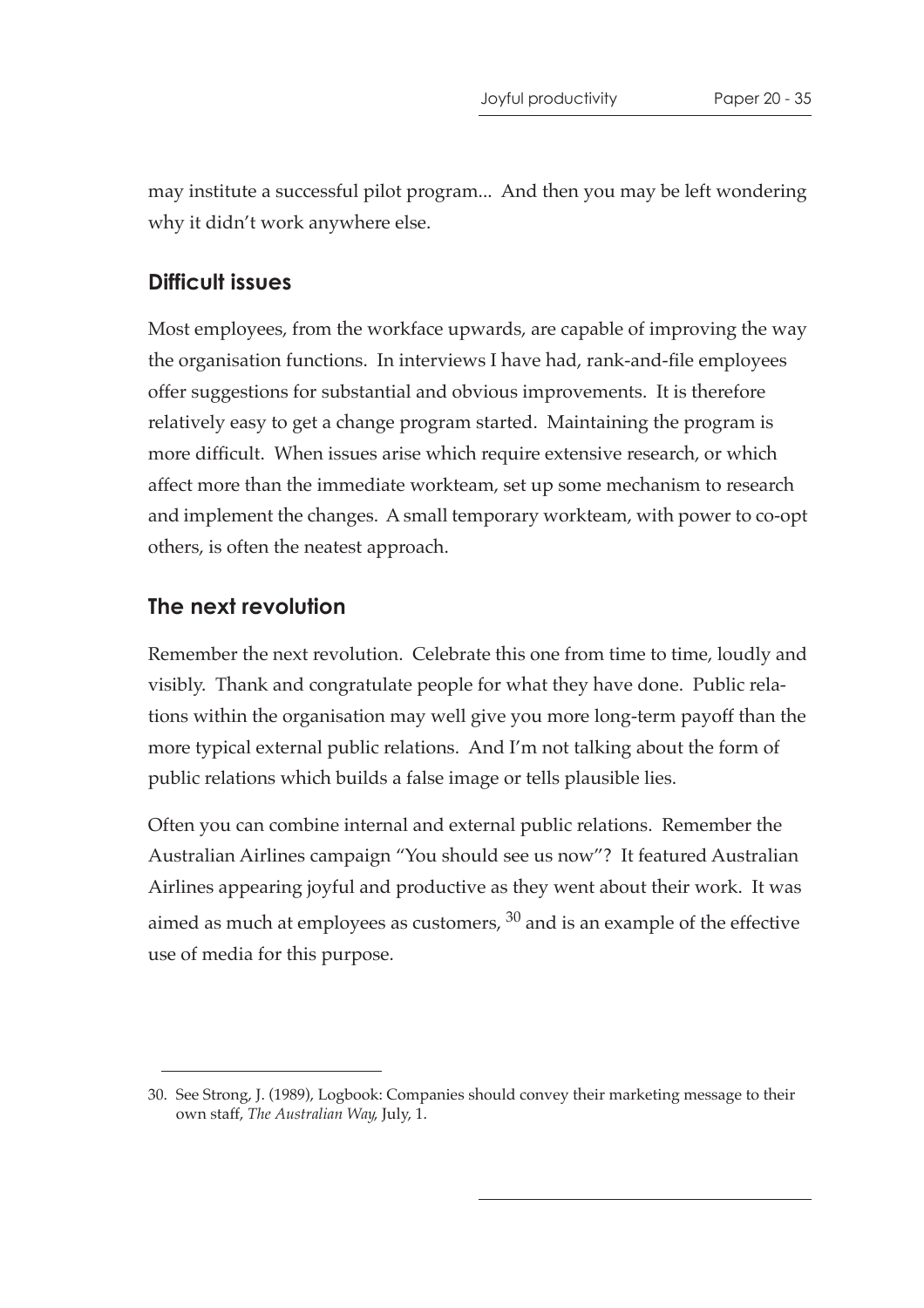may institute a successful pilot program... And then you may be left wondering why it didn't work anywhere else.

## Difficult issues

Most employees, from the workface upwards, are capable of improving the way the organisation functions. In interviews I have had, rank-and-file employees offer suggestions for substantial and obvious improvements. It is therefore relatively easy to get a change program started. Maintaining the program is more difficult. When issues arise which require extensive research, or which affect more than the immediate workteam, set up some mechanism to research and implement the changes. A small temporary workteam, with power to co-opt others, is often the neatest approach.

## The next revolution

Remember the next revolution. Celebrate this one from time to time, loudly and visibly. Thank and congratulate people for what they have done. Public relations within the organisation may well give you more long-term payoff than the more typical external public relations. And I'm not talking about the form of public relations which builds a false image or tells plausible lies.

Often you can combine internal and external public relations. Remember the Australian Airlines campaign "You should see us now"? It featured Australian Airlines appearing joyful and productive as they went about their work. It was aimed as much at employees as customers, [30] and is an example of the effective use of media for this purpose.

---

30. See Strong, J. (1989), Logbook: Companies should convey their marketing message to their own staff, *The Australian Way*, July, 1.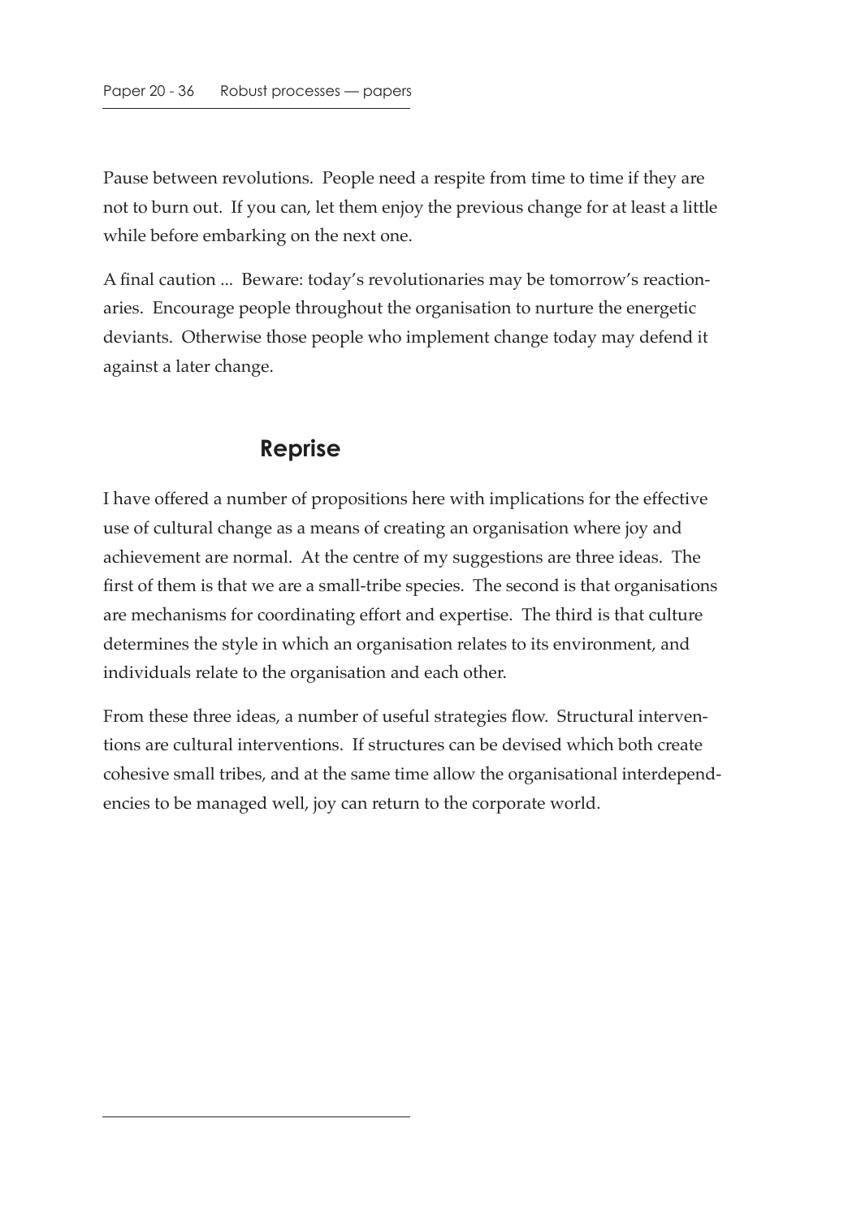Pause between revolutions. People need a respite from time to time if they are not to burn out. If you can, let them enjoy the previous change for at least a little while before embarking on the next one.

A final caution ... Beware: today's revolutionaries may be tomorrow's reactionaries. Encourage people throughout the organisation to nurture the energetic deviants. Otherwise those people who implement change today may defend it against a later change.

## Reprise

I have offered a number of propositions here with implications for the effective use of cultural change as a means of creating an organisation where joy and achievement are normal. At the centre of my suggestions are three ideas. The first of them is that we are a small-tribe species. The second is that organisations are mechanisms for coordinating effort and expertise. The third is that culture determines the style in which an organisation relates to its environment, and individuals relate to the organisation and each other.

From these three ideas, a number of useful strategies flow. Structural interventions are cultural interventions. If structures can be devised which both create cohesive small tribes, and at the same time allow the organisational interdependencies to be managed well, joy can return to the corporate world.